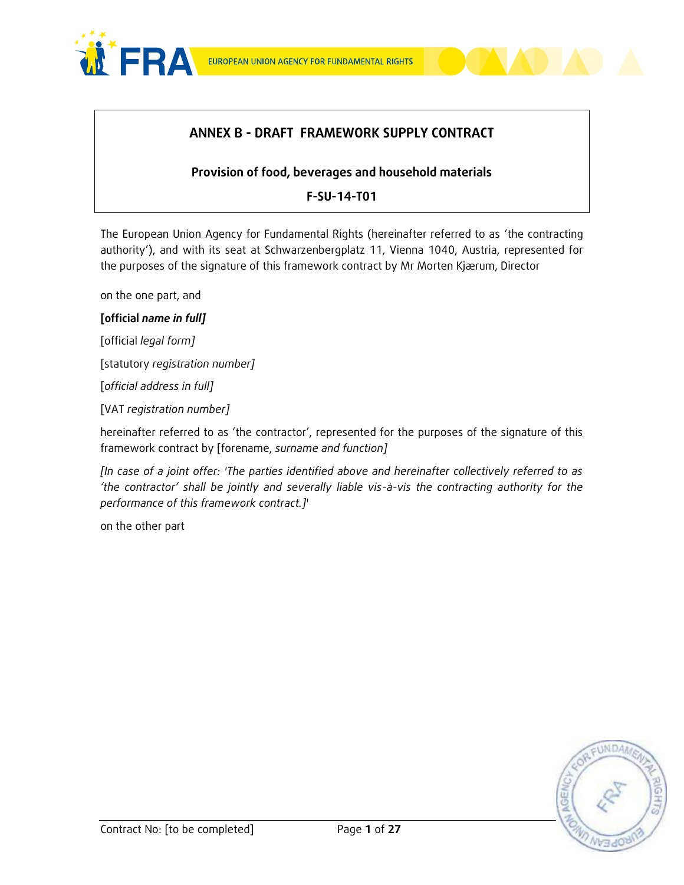# ANNEX B - DRAFT FRAMEWORK SUPPLY CONTRACT

## Provision of food, beverages and household materials

## F-SU-14-T01

The European Union Agency for Fundamental Rights (hereinafter referred to as 'the contracting authority'), and with its seat at Schwarzenbergplatz 11, Vienna 1040, Austria, represented for the purposes of the signature of this framework contract by Mr Morten Kjærum, Director

on the one part, and

**[official *name in full*]**

[official *legal form]*

[statutory *registration number]*

[*official address in full]*

[VAT *registration number]*

hereinafter referred to as 'the contractor', represented for the purposes of the signature of this framework contract by [forename, *surname and function]*

*[In case of a joint offer: 'The parties identified above and hereinafter collectively referred to as 'the contractor' shall be jointly and severally liable vis-à-vis the contracting authority for the performance of this framework contract.]*'

on the other part

Contract No: [to be completed]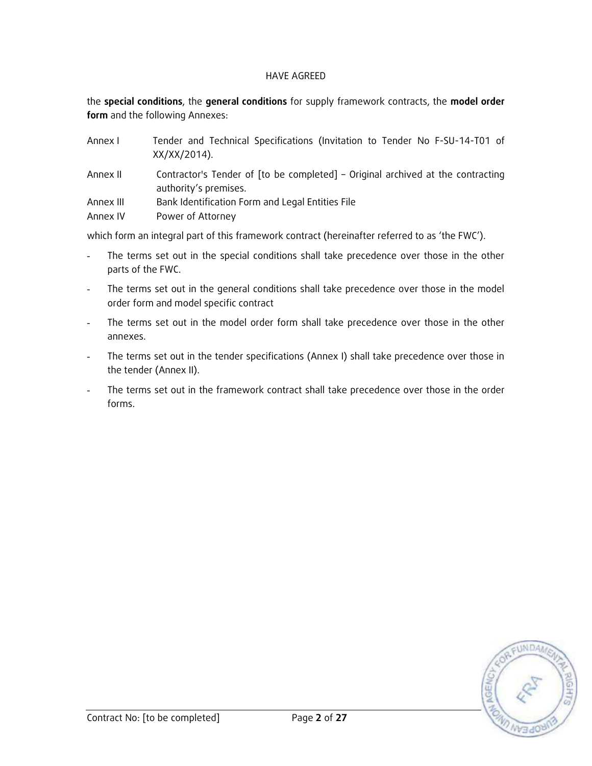HAVE AGREED

the **special conditions**, the **general conditions** for supply framework contracts, the **model order form** and the following Annexes:

Annex I Tender and Technical Specifications (Invitation to Tender No F-SU-14-T01 of XX/XX/2014).

Annex II Contractor's Tender of [to be completed] – Original archived at the contracting authority's premises.

Annex III Bank Identification Form and Legal Entities File

Annex IV Power of Attorney

which form an integral part of this framework contract (hereinafter referred to as 'the FWC').

- The terms set out in the special conditions shall take precedence over those in the other parts of the FWC.
- The terms set out in the general conditions shall take precedence over those in the model order form and model specific contract
- The terms set out in the model order form shall take precedence over those in the other annexes.
- The terms set out in the tender specifications (Annex I) shall take precedence over those in the tender (Annex II).
- The terms set out in the framework contract shall take precedence over those in the order forms.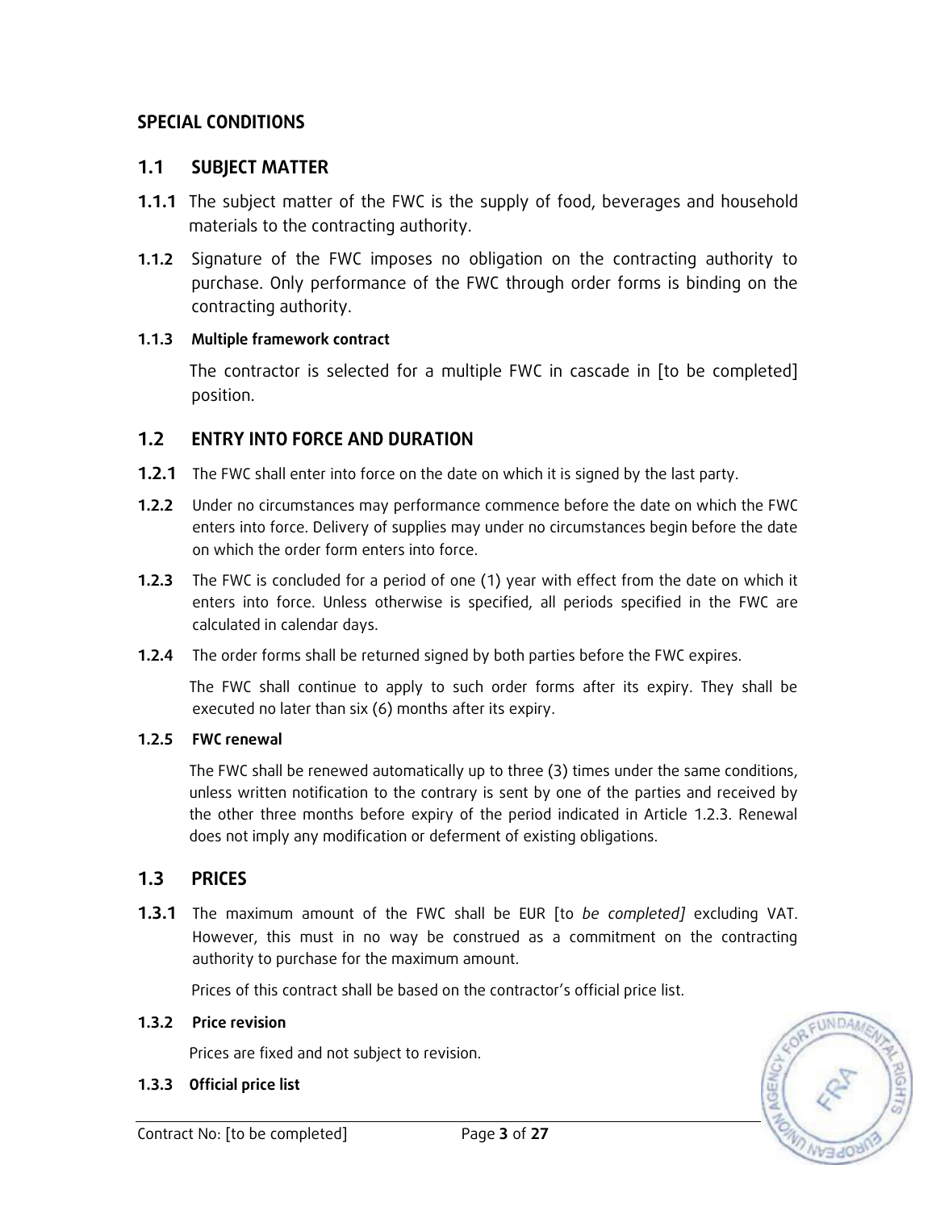## SPECIAL CONDITIONS

### 1.1 SUBJECT MATTER

**1.1.1** The subject matter of the FWC is the supply of food, beverages and household materials to the contracting authority.

**1.1.2** Signature of the FWC imposes no obligation on the contracting authority to purchase. Only performance of the FWC through order forms is binding on the contracting authority.

#### 1.1.3 Multiple framework contract

The contractor is selected for a multiple FWC in cascade in [to be completed] position.

### 1.2 ENTRY INTO FORCE AND DURATION

**1.2.1** The FWC shall enter into force on the date on which it is signed by the last party.

**1.2.2** Under no circumstances may performance commence before the date on which the FWC enters into force. Delivery of supplies may under no circumstances begin before the date on which the order form enters into force.

**1.2.3** The FWC is concluded for a period of one (1) year with effect from the date on which it enters into force. Unless otherwise is specified, all periods specified in the FWC are calculated in calendar days.

**1.2.4** The order forms shall be returned signed by both parties before the FWC expires.

The FWC shall continue to apply to such order forms after its expiry. They shall be executed no later than six (6) months after its expiry.

#### 1.2.5 FWC renewal

The FWC shall be renewed automatically up to three (3) times under the same conditions, unless written notification to the contrary is sent by one of the parties and received by the other three months before expiry of the period indicated in Article 1.2.3. Renewal does not imply any modification or deferment of existing obligations.

### 1.3 PRICES

**1.3.1** The maximum amount of the FWC shall be EUR [to *be completed]* excluding VAT. However, this must in no way be construed as a commitment on the contracting authority to purchase for the maximum amount.

Prices of this contract shall be based on the contractor's official price list.

#### 1.3.2 Price revision

Prices are fixed and not subject to revision.

#### 1.3.3 Official price list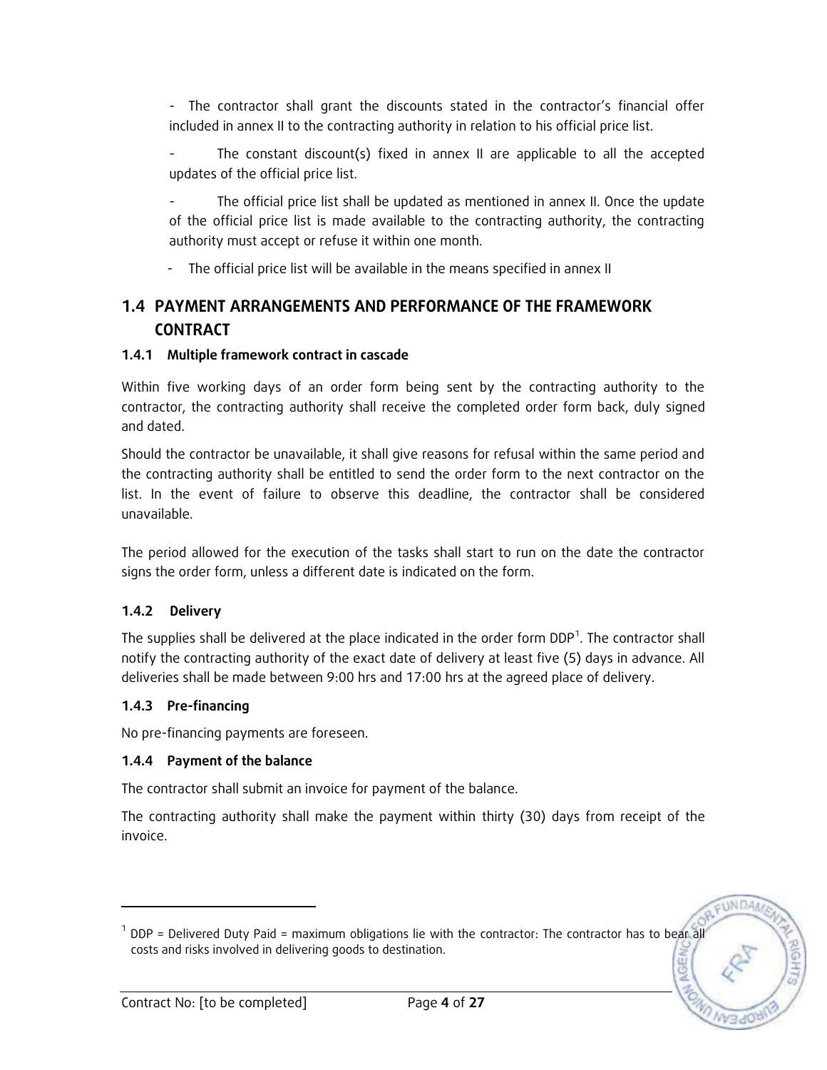- The contractor shall grant the discounts stated in the contractor's financial offer included in annex II to the contracting authority in relation to his official price list.

- The constant discount(s) fixed in annex II are applicable to all the accepted updates of the official price list.

- The official price list shall be updated as mentioned in annex II. Once the update of the official price list is made available to the contracting authority, the contracting authority must accept or refuse it within one month.

- The official price list will be available in the means specified in annex II

## 1.4 PAYMENT ARRANGEMENTS AND PERFORMANCE OF THE FRAMEWORK CONTRACT

### 1.4.1 Multiple framework contract in cascade

Within five working days of an order form being sent by the contracting authority to the contractor, the contracting authority shall receive the completed order form back, duly signed and dated.

Should the contractor be unavailable, it shall give reasons for refusal within the same period and the contracting authority shall be entitled to send the order form to the next contractor on the list. In the event of failure to observe this deadline, the contractor shall be considered unavailable.

The period allowed for the execution of the tasks shall start to run on the date the contractor signs the order form, unless a different date is indicated on the form.

### 1.4.2 Delivery

The supplies shall be delivered at the place indicated in the order form DDP[1]. The contractor shall notify the contracting authority of the exact date of delivery at least five (5) days in advance. All deliveries shall be made between 9:00 hrs and 17:00 hrs at the agreed place of delivery.

### 1.4.3 Pre-financing

No pre-financing payments are foreseen.

### 1.4.4 Payment of the balance

The contractor shall submit an invoice for payment of the balance.

The contracting authority shall make the payment within thirty (30) days from receipt of the invoice.

---

[1] DDP = Delivered Duty Paid = maximum obligations lie with the contractor: The contractor has to bear all costs and risks involved in delivering goods to destination.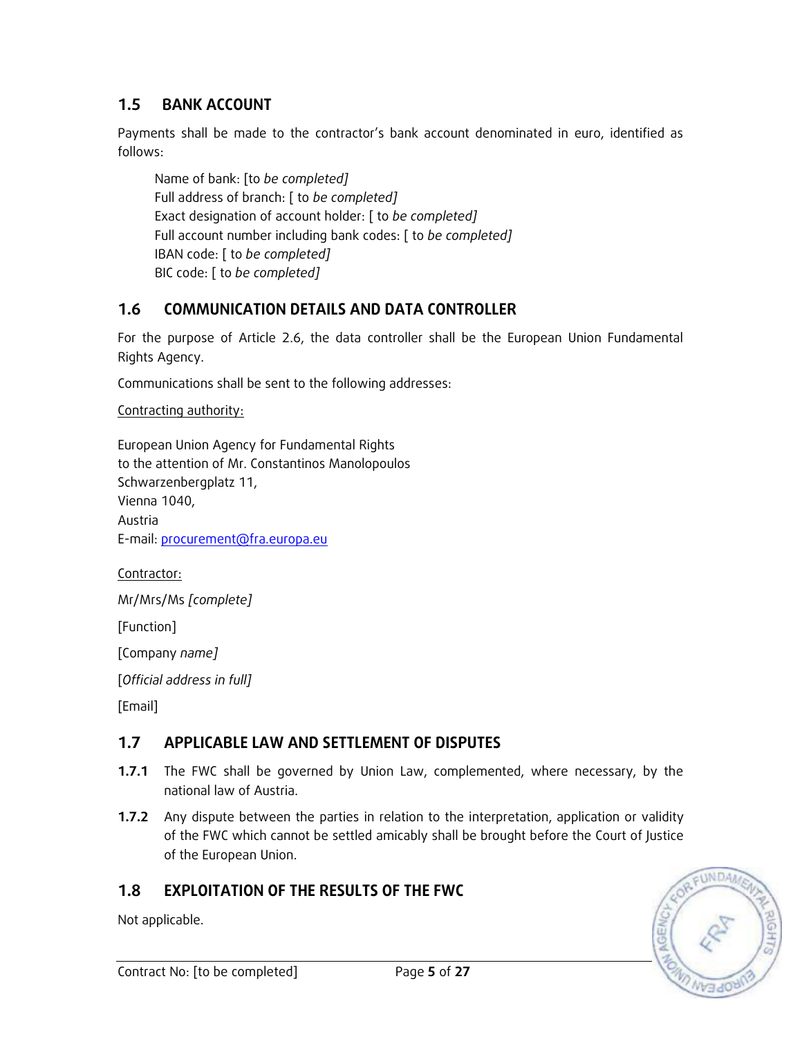## 1.5 BANK ACCOUNT

Payments shall be made to the contractor's bank account denominated in euro, identified as follows:

Name of bank: [to *be completed]*
Full address of branch: [ to *be completed]*
Exact designation of account holder: [ to *be completed]*
Full account number including bank codes: [ to *be completed]*
IBAN code: [ to *be completed]*
BIC code: [ to *be completed]*

## 1.6 COMMUNICATION DETAILS AND DATA CONTROLLER

For the purpose of Article 2.6, the data controller shall be the European Union Fundamental Rights Agency.

Communications shall be sent to the following addresses:

Contracting authority:

European Union Agency for Fundamental Rights
to the attention of Mr. Constantinos Manolopoulos
Schwarzenbergplatz 11,
Vienna 1040,
Austria
E-mail: procurement@fra.europa.eu

Contractor:

Mr/Mrs/Ms *[complete]*

[Function]

[Company *name]*

[*Official address in full]*

[Email]

## 1.7 APPLICABLE LAW AND SETTLEMENT OF DISPUTES

**1.7.1** The FWC shall be governed by Union Law, complemented, where necessary, by the national law of Austria.

**1.7.2** Any dispute between the parties in relation to the interpretation, application or validity of the FWC which cannot be settled amicably shall be brought before the Court of Justice of the European Union.

## 1.8 EXPLOITATION OF THE RESULTS OF THE FWC

Not applicable.

Contract No: [to be completed]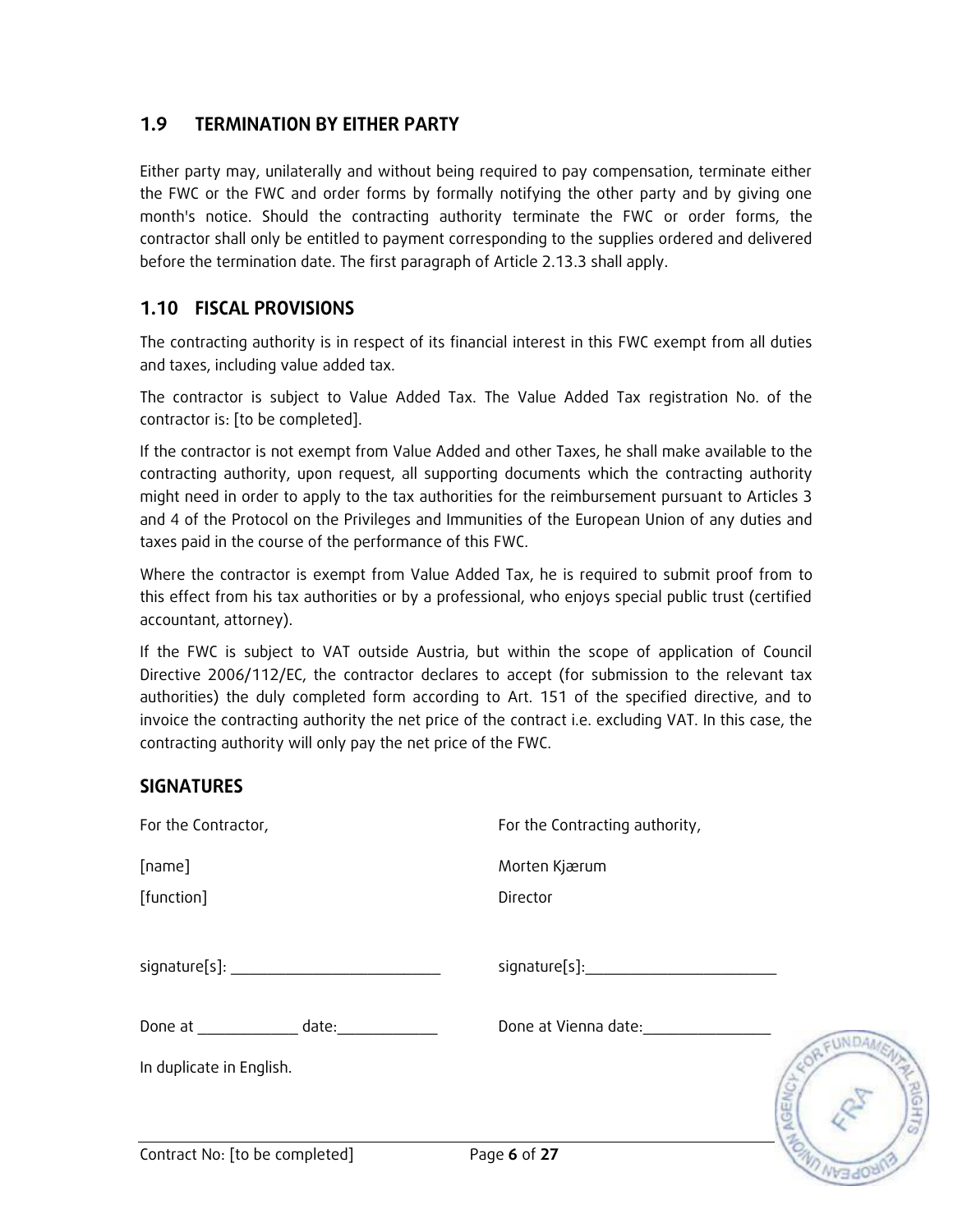## 1.9 TERMINATION BY EITHER PARTY

Either party may, unilaterally and without being required to pay compensation, terminate either the FWC or the FWC and order forms by formally notifying the other party and by giving one month's notice. Should the contracting authority terminate the FWC or order forms, the contractor shall only be entitled to payment corresponding to the supplies ordered and delivered before the termination date. The first paragraph of Article 2.13.3 shall apply.

## 1.10 FISCAL PROVISIONS

The contracting authority is in respect of its financial interest in this FWC exempt from all duties and taxes, including value added tax.

The contractor is subject to Value Added Tax. The Value Added Tax registration No. of the contractor is: [to be completed].

If the contractor is not exempt from Value Added and other Taxes, he shall make available to the contracting authority, upon request, all supporting documents which the contracting authority might need in order to apply to the tax authorities for the reimbursement pursuant to Articles 3 and 4 of the Protocol on the Privileges and Immunities of the European Union of any duties and taxes paid in the course of the performance of this FWC.

Where the contractor is exempt from Value Added Tax, he is required to submit proof from to this effect from his tax authorities or by a professional, who enjoys special public trust (certified accountant, attorney).

If the FWC is subject to VAT outside Austria, but within the scope of application of Council Directive 2006/112/EC, the contractor declares to accept (for submission to the relevant tax authorities) the duly completed form according to Art. 151 of the specified directive, and to invoice the contracting authority the net price of the contract i.e. excluding VAT. In this case, the contracting authority will only pay the net price of the FWC.

## SIGNATURES

| For the Contractor, | For the Contracting authority, |
| --- | --- |
| [name] | Morten Kjærum |
| [function] | Director |
| signature[s]: ___________________________ | signature[s]:___________________________ |
| Done at _____________ date:_____________ | Done at Vienna date:_________________ |

In duplicate in English.

Contract No: [to be completed]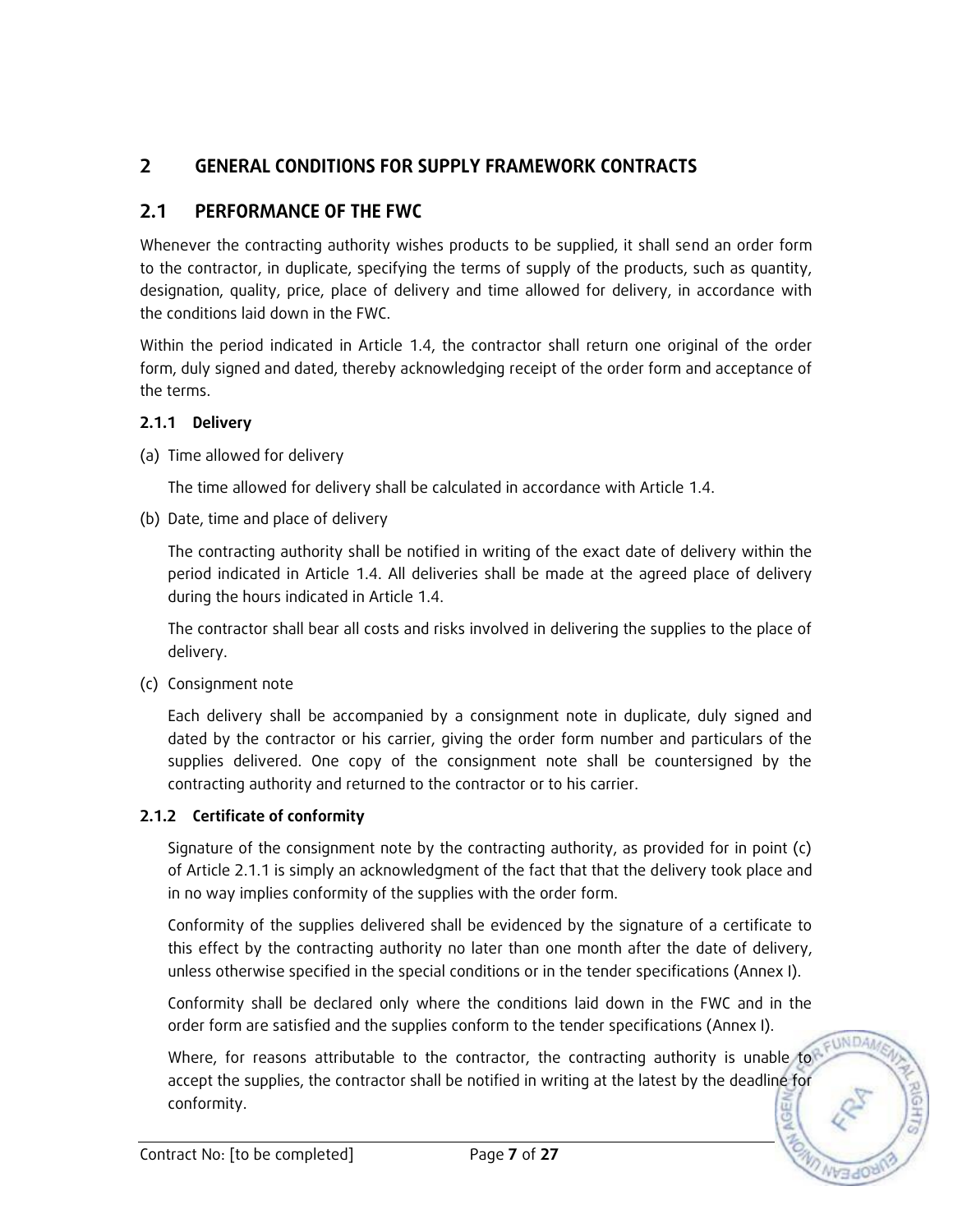## 2 GENERAL CONDITIONS FOR SUPPLY FRAMEWORK CONTRACTS

## 2.1 PERFORMANCE OF THE FWC

Whenever the contracting authority wishes products to be supplied, it shall send an order form to the contractor, in duplicate, specifying the terms of supply of the products, such as quantity, designation, quality, price, place of delivery and time allowed for delivery, in accordance with the conditions laid down in the FWC.

Within the period indicated in Article 1.4, the contractor shall return one original of the order form, duly signed and dated, thereby acknowledging receipt of the order form and acceptance of the terms.

### 2.1.1 Delivery

(a) Time allowed for delivery

The time allowed for delivery shall be calculated in accordance with Article 1.4.

(b) Date, time and place of delivery

The contracting authority shall be notified in writing of the exact date of delivery within the period indicated in Article 1.4. All deliveries shall be made at the agreed place of delivery during the hours indicated in Article 1.4.

The contractor shall bear all costs and risks involved in delivering the supplies to the place of delivery.

(c) Consignment note

Each delivery shall be accompanied by a consignment note in duplicate, duly signed and dated by the contractor or his carrier, giving the order form number and particulars of the supplies delivered. One copy of the consignment note shall be countersigned by the contracting authority and returned to the contractor or to his carrier.

### 2.1.2 Certificate of conformity

Signature of the consignment note by the contracting authority, as provided for in point (c) of Article 2.1.1 is simply an acknowledgment of the fact that that the delivery took place and in no way implies conformity of the supplies with the order form.

Conformity of the supplies delivered shall be evidenced by the signature of a certificate to this effect by the contracting authority no later than one month after the date of delivery, unless otherwise specified in the special conditions or in the tender specifications (Annex I).

Conformity shall be declared only where the conditions laid down in the FWC and in the order form are satisfied and the supplies conform to the tender specifications (Annex I).

Where, for reasons attributable to the contractor, the contracting authority is unable to accept the supplies, the contractor shall be notified in writing at the latest by the deadline for conformity.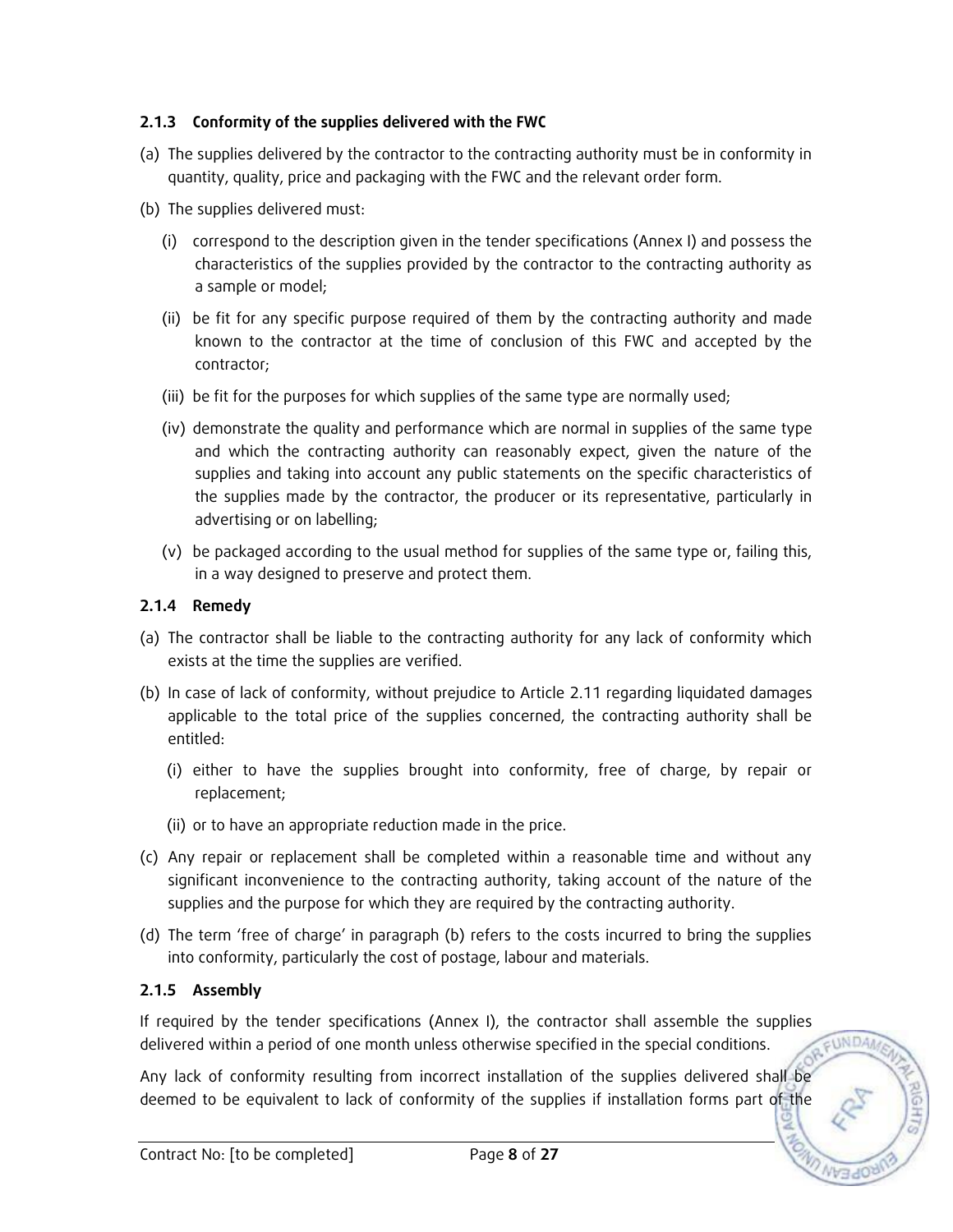### 2.1.3 Conformity of the supplies delivered with the FWC

(a) The supplies delivered by the contractor to the contracting authority must be in conformity in quantity, quality, price and packaging with the FWC and the relevant order form.

(b) The supplies delivered must:

   (i) correspond to the description given in the tender specifications (Annex I) and possess the characteristics of the supplies provided by the contractor to the contracting authority as a sample or model;

   (ii) be fit for any specific purpose required of them by the contracting authority and made known to the contractor at the time of conclusion of this FWC and accepted by the contractor;

   (iii) be fit for the purposes for which supplies of the same type are normally used;

   (iv) demonstrate the quality and performance which are normal in supplies of the same type and which the contracting authority can reasonably expect, given the nature of the supplies and taking into account any public statements on the specific characteristics of the supplies made by the contractor, the producer or its representative, particularly in advertising or on labelling;

   (v) be packaged according to the usual method for supplies of the same type or, failing this, in a way designed to preserve and protect them.

### 2.1.4 Remedy

(a) The contractor shall be liable to the contracting authority for any lack of conformity which exists at the time the supplies are verified.

(b) In case of lack of conformity, without prejudice to Article 2.11 regarding liquidated damages applicable to the total price of the supplies concerned, the contracting authority shall be entitled:

   (i) either to have the supplies brought into conformity, free of charge, by repair or replacement;

   (ii) or to have an appropriate reduction made in the price.

(c) Any repair or replacement shall be completed within a reasonable time and without any significant inconvenience to the contracting authority, taking account of the nature of the supplies and the purpose for which they are required by the contracting authority.

(d) The term 'free of charge' in paragraph (b) refers to the costs incurred to bring the supplies into conformity, particularly the cost of postage, labour and materials.

### 2.1.5 Assembly

If required by the tender specifications (Annex I), the contractor shall assemble the supplies delivered within a period of one month unless otherwise specified in the special conditions.

Any lack of conformity resulting from incorrect installation of the supplies delivered shall be deemed to be equivalent to lack of conformity of the supplies if installation forms part of the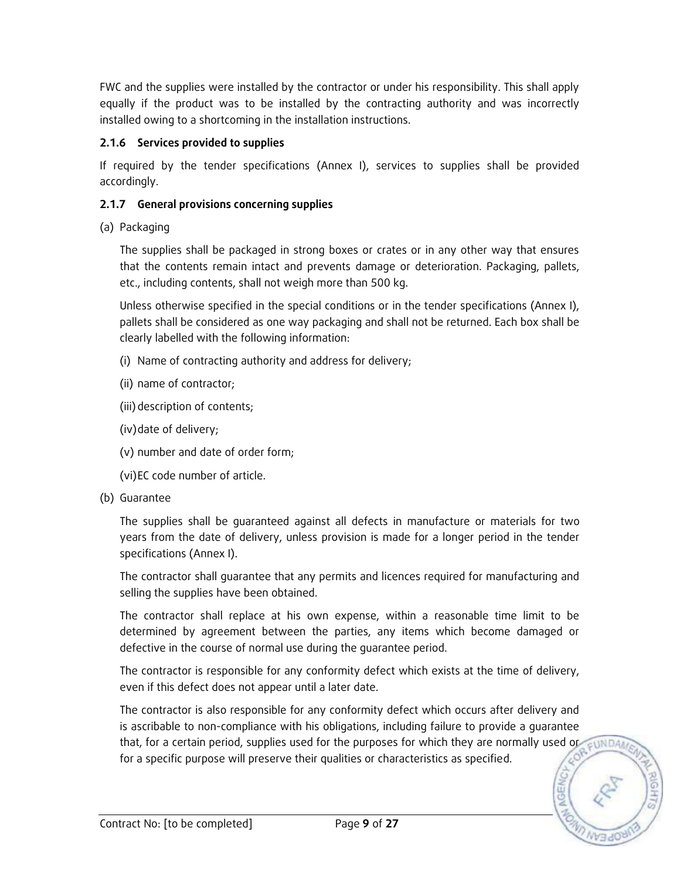FWC and the supplies were installed by the contractor or under his responsibility. This shall apply equally if the product was to be installed by the contracting authority and was incorrectly installed owing to a shortcoming in the installation instructions.

### 2.1.6 Services provided to supplies

If required by the tender specifications (Annex I), services to supplies shall be provided accordingly.

### 2.1.7 General provisions concerning supplies

(a) Packaging

The supplies shall be packaged in strong boxes or crates or in any other way that ensures that the contents remain intact and prevents damage or deterioration. Packaging, pallets, etc., including contents, shall not weigh more than 500 kg.

Unless otherwise specified in the special conditions or in the tender specifications (Annex I), pallets shall be considered as one way packaging and shall not be returned. Each box shall be clearly labelled with the following information:

(i) Name of contracting authority and address for delivery;

(ii) name of contractor;

(iii) description of contents;

(iv) date of delivery;

(v) number and date of order form;

(vi) EC code number of article.

(b) Guarantee

The supplies shall be guaranteed against all defects in manufacture or materials for two years from the date of delivery, unless provision is made for a longer period in the tender specifications (Annex I).

The contractor shall guarantee that any permits and licences required for manufacturing and selling the supplies have been obtained.

The contractor shall replace at his own expense, within a reasonable time limit to be determined by agreement between the parties, any items which become damaged or defective in the course of normal use during the guarantee period.

The contractor is responsible for any conformity defect which exists at the time of delivery, even if this defect does not appear until a later date.

The contractor is also responsible for any conformity defect which occurs after delivery and is ascribable to non-compliance with his obligations, including failure to provide a guarantee that, for a certain period, supplies used for the purposes for which they are normally used or for a specific purpose will preserve their qualities or characteristics as specified.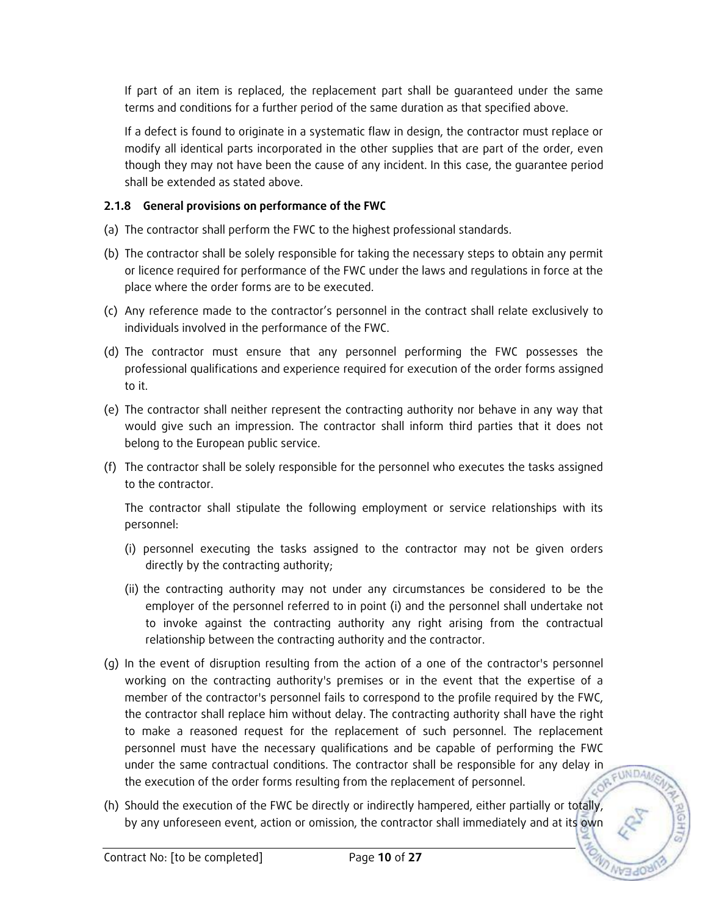If part of an item is replaced, the replacement part shall be guaranteed under the same terms and conditions for a further period of the same duration as that specified above.

If a defect is found to originate in a systematic flaw in design, the contractor must replace or modify all identical parts incorporated in the other supplies that are part of the order, even though they may not have been the cause of any incident. In this case, the guarantee period shall be extended as stated above.

### 2.1.8 General provisions on performance of the FWC

(a) The contractor shall perform the FWC to the highest professional standards.

(b) The contractor shall be solely responsible for taking the necessary steps to obtain any permit or licence required for performance of the FWC under the laws and regulations in force at the place where the order forms are to be executed.

(c) Any reference made to the contractor's personnel in the contract shall relate exclusively to individuals involved in the performance of the FWC.

(d) The contractor must ensure that any personnel performing the FWC possesses the professional qualifications and experience required for execution of the order forms assigned to it.

(e) The contractor shall neither represent the contracting authority nor behave in any way that would give such an impression. The contractor shall inform third parties that it does not belong to the European public service.

(f) The contractor shall be solely responsible for the personnel who executes the tasks assigned to the contractor.

The contractor shall stipulate the following employment or service relationships with its personnel:

(i) personnel executing the tasks assigned to the contractor may not be given orders directly by the contracting authority;

(ii) the contracting authority may not under any circumstances be considered to be the employer of the personnel referred to in point (i) and the personnel shall undertake not to invoke against the contracting authority any right arising from the contractual relationship between the contracting authority and the contractor.

(g) In the event of disruption resulting from the action of a one of the contractor's personnel working on the contracting authority's premises or in the event that the expertise of a member of the contractor's personnel fails to correspond to the profile required by the FWC, the contractor shall replace him without delay. The contracting authority shall have the right to make a reasoned request for the replacement of such personnel. The replacement personnel must have the necessary qualifications and be capable of performing the FWC under the same contractual conditions. The contractor shall be responsible for any delay in the execution of the order forms resulting from the replacement of personnel.

(h) Should the execution of the FWC be directly or indirectly hampered, either partially or totally, by any unforeseen event, action or omission, the contractor shall immediately and at its own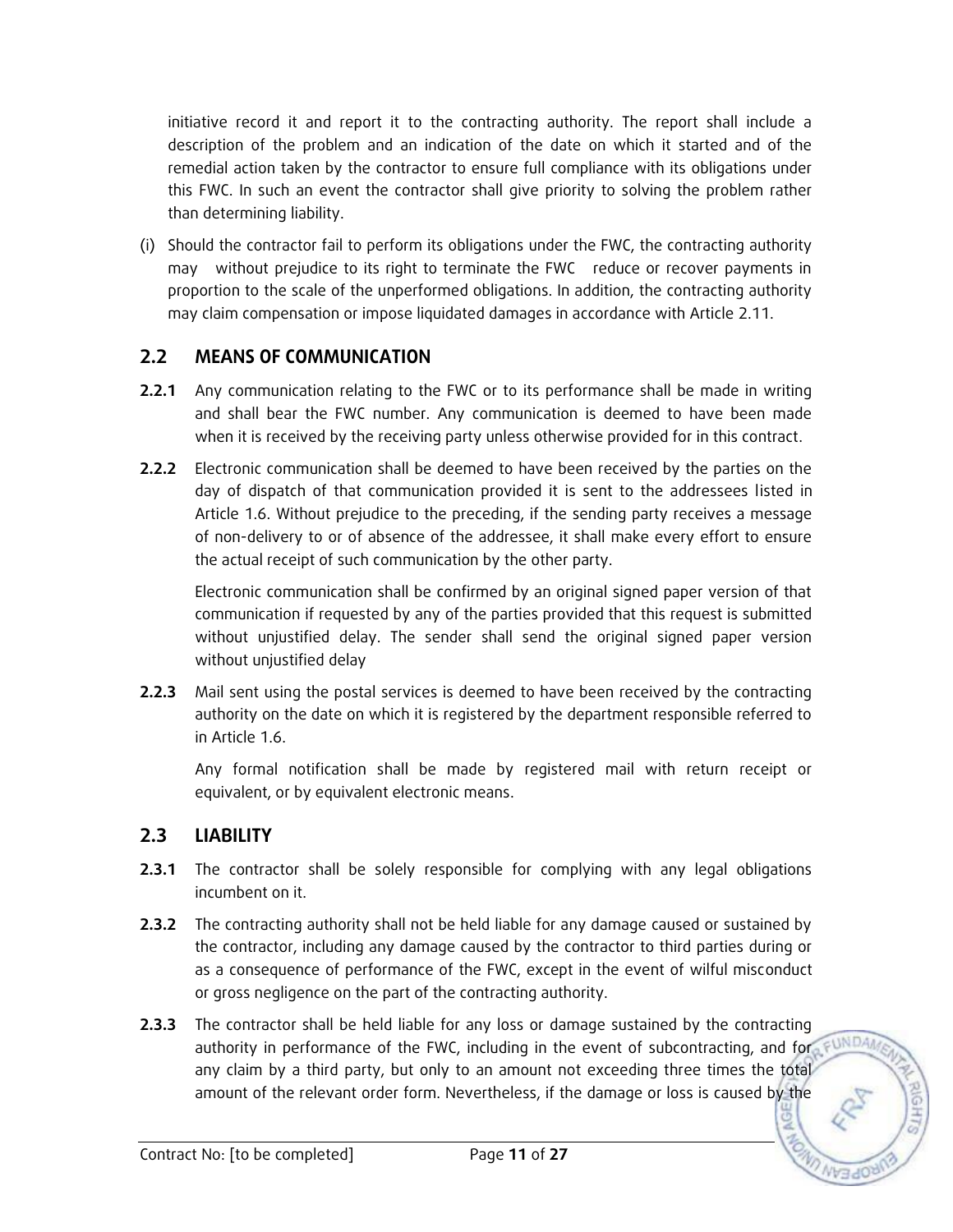initiative record it and report it to the contracting authority. The report shall include a description of the problem and an indication of the date on which it started and of the remedial action taken by the contractor to ensure full compliance with its obligations under this FWC. In such an event the contractor shall give priority to solving the problem rather than determining liability.

(i) Should the contractor fail to perform its obligations under the FWC, the contracting authority may without prejudice to its right to terminate the FWC reduce or recover payments in proportion to the scale of the unperformed obligations. In addition, the contracting authority may claim compensation or impose liquidated damages in accordance with Article 2.11.

## 2.2 MEANS OF COMMUNICATION

**2.2.1** Any communication relating to the FWC or to its performance shall be made in writing and shall bear the FWC number. Any communication is deemed to have been made when it is received by the receiving party unless otherwise provided for in this contract.

**2.2.2** Electronic communication shall be deemed to have been received by the parties on the day of dispatch of that communication provided it is sent to the addressees listed in Article 1.6. Without prejudice to the preceding, if the sending party receives a message of non-delivery to or of absence of the addressee, it shall make every effort to ensure the actual receipt of such communication by the other party.

Electronic communication shall be confirmed by an original signed paper version of that communication if requested by any of the parties provided that this request is submitted without unjustified delay. The sender shall send the original signed paper version without unjustified delay

**2.2.3** Mail sent using the postal services is deemed to have been received by the contracting authority on the date on which it is registered by the department responsible referred to in Article 1.6.

Any formal notification shall be made by registered mail with return receipt or equivalent, or by equivalent electronic means.

## 2.3 LIABILITY

**2.3.1** The contractor shall be solely responsible for complying with any legal obligations incumbent on it.

**2.3.2** The contracting authority shall not be held liable for any damage caused or sustained by the contractor, including any damage caused by the contractor to third parties during or as a consequence of performance of the FWC, except in the event of wilful misconduct or gross negligence on the part of the contracting authority.

**2.3.3** The contractor shall be held liable for any loss or damage sustained by the contracting authority in performance of the FWC, including in the event of subcontracting, and for any claim by a third party, but only to an amount not exceeding three times the total amount of the relevant order form. Nevertheless, if the damage or loss is caused by the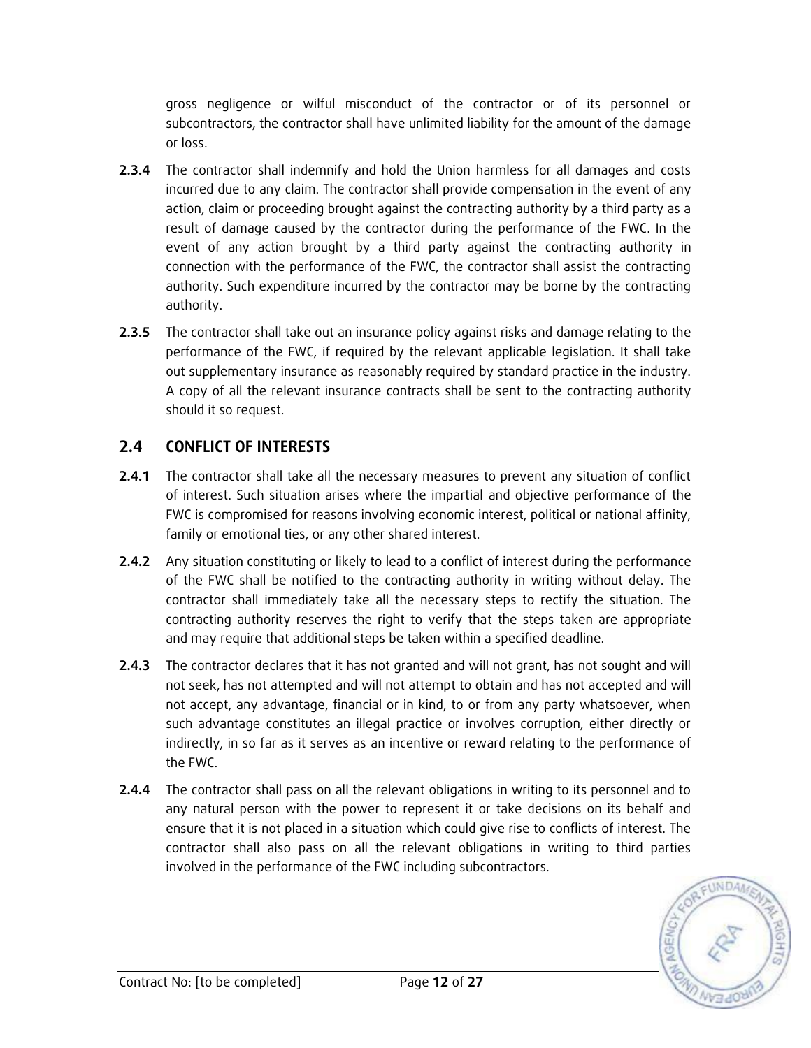gross negligence or wilful misconduct of the contractor or of its personnel or subcontractors, the contractor shall have unlimited liability for the amount of the damage or loss.

**2.3.4** The contractor shall indemnify and hold the Union harmless for all damages and costs incurred due to any claim. The contractor shall provide compensation in the event of any action, claim or proceeding brought against the contracting authority by a third party as a result of damage caused by the contractor during the performance of the FWC. In the event of any action brought by a third party against the contracting authority in connection with the performance of the FWC, the contractor shall assist the contracting authority. Such expenditure incurred by the contractor may be borne by the contracting authority.

**2.3.5** The contractor shall take out an insurance policy against risks and damage relating to the performance of the FWC, if required by the relevant applicable legislation. It shall take out supplementary insurance as reasonably required by standard practice in the industry. A copy of all the relevant insurance contracts shall be sent to the contracting authority should it so request.

## 2.4 CONFLICT OF INTERESTS

**2.4.1** The contractor shall take all the necessary measures to prevent any situation of conflict of interest. Such situation arises where the impartial and objective performance of the FWC is compromised for reasons involving economic interest, political or national affinity, family or emotional ties, or any other shared interest.

**2.4.2** Any situation constituting or likely to lead to a conflict of interest during the performance of the FWC shall be notified to the contracting authority in writing without delay. The contractor shall immediately take all the necessary steps to rectify the situation. The contracting authority reserves the right to verify that the steps taken are appropriate and may require that additional steps be taken within a specified deadline.

**2.4.3** The contractor declares that it has not granted and will not grant, has not sought and will not seek, has not attempted and will not attempt to obtain and has not accepted and will not accept, any advantage, financial or in kind, to or from any party whatsoever, when such advantage constitutes an illegal practice or involves corruption, either directly or indirectly, in so far as it serves as an incentive or reward relating to the performance of the FWC.

**2.4.4** The contractor shall pass on all the relevant obligations in writing to its personnel and to any natural person with the power to represent it or take decisions on its behalf and ensure that it is not placed in a situation which could give rise to conflicts of interest. The contractor shall also pass on all the relevant obligations in writing to third parties involved in the performance of the FWC including subcontractors.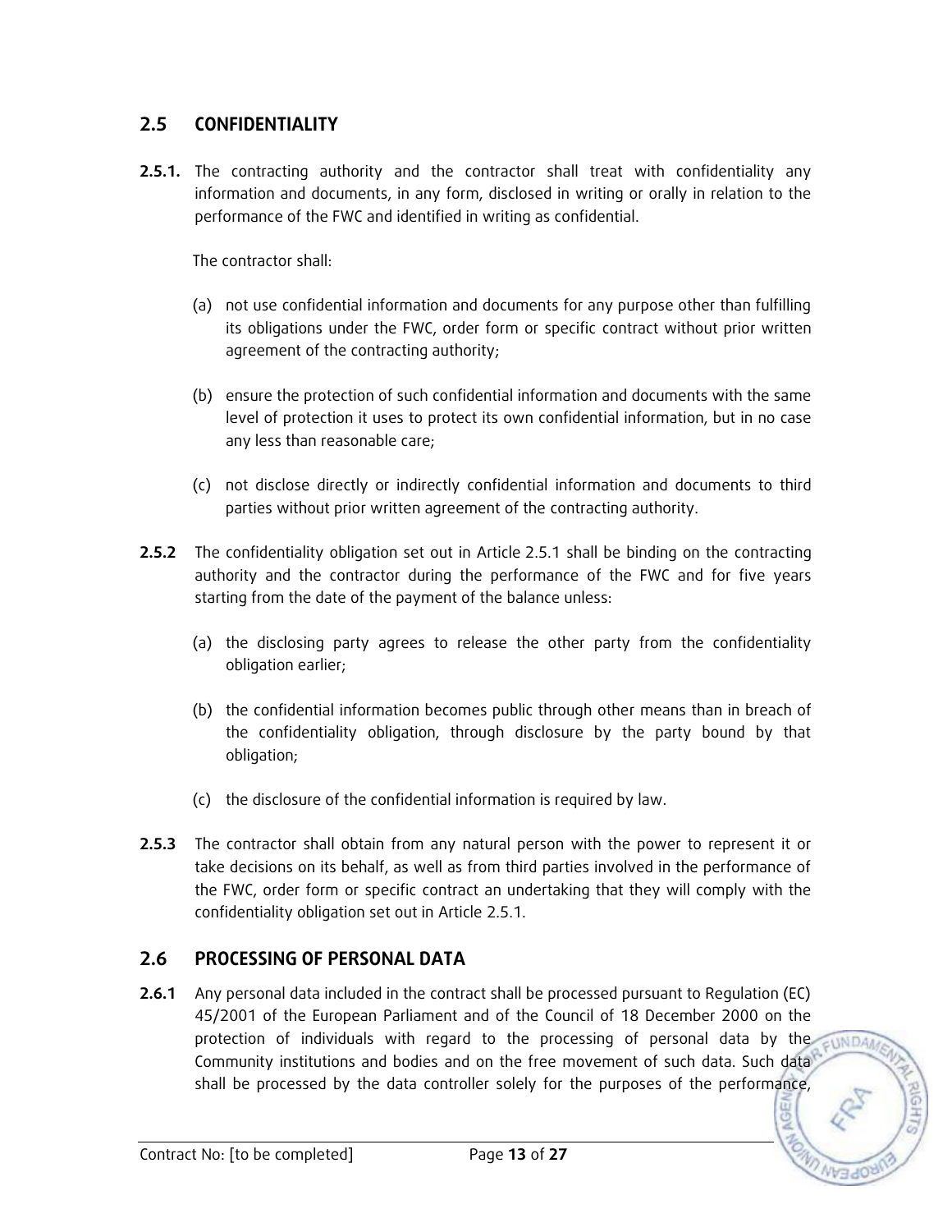## 2.5 CONFIDENTIALITY

**2.5.1.** The contracting authority and the contractor shall treat with confidentiality any information and documents, in any form, disclosed in writing or orally in relation to the performance of the FWC and identified in writing as confidential.

The contractor shall:

(a) not use confidential information and documents for any purpose other than fulfilling its obligations under the FWC, order form or specific contract without prior written agreement of the contracting authority;

(b) ensure the protection of such confidential information and documents with the same level of protection it uses to protect its own confidential information, but in no case any less than reasonable care;

(c) not disclose directly or indirectly confidential information and documents to third parties without prior written agreement of the contracting authority.

**2.5.2** The confidentiality obligation set out in Article 2.5.1 shall be binding on the contracting authority and the contractor during the performance of the FWC and for five years starting from the date of the payment of the balance unless:

(a) the disclosing party agrees to release the other party from the confidentiality obligation earlier;

(b) the confidential information becomes public through other means than in breach of the confidentiality obligation, through disclosure by the party bound by that obligation;

(c) the disclosure of the confidential information is required by law.

**2.5.3** The contractor shall obtain from any natural person with the power to represent it or take decisions on its behalf, as well as from third parties involved in the performance of the FWC, order form or specific contract an undertaking that they will comply with the confidentiality obligation set out in Article 2.5.1.

## 2.6 PROCESSING OF PERSONAL DATA

**2.6.1** Any personal data included in the contract shall be processed pursuant to Regulation (EC) 45/2001 of the European Parliament and of the Council of 18 December 2000 on the protection of individuals with regard to the processing of personal data by the Community institutions and bodies and on the free movement of such data. Such data shall be processed by the data controller solely for the purposes of the performance,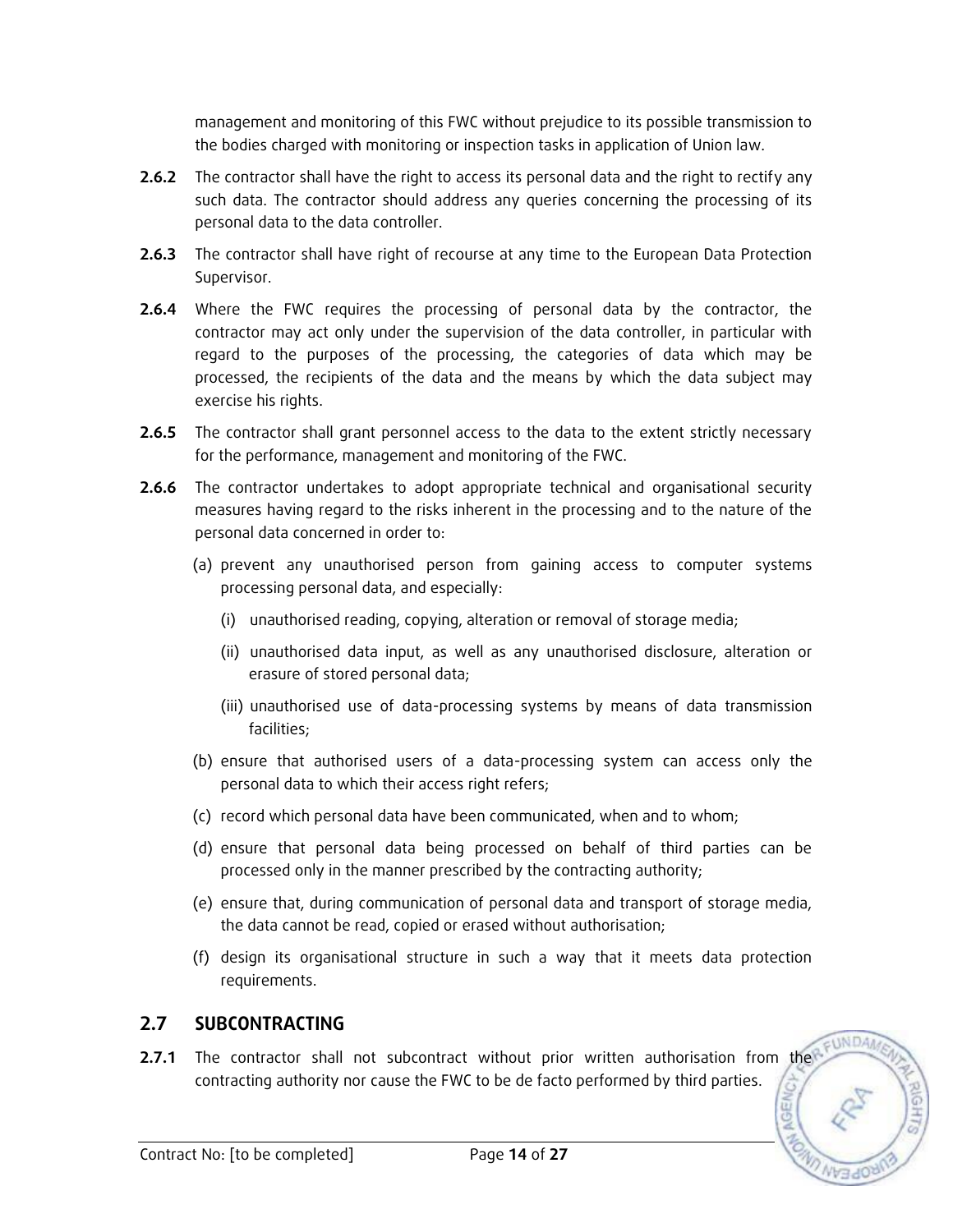management and monitoring of this FWC without prejudice to its possible transmission to the bodies charged with monitoring or inspection tasks in application of Union law.

**2.6.2** The contractor shall have the right to access its personal data and the right to rectify any such data. The contractor should address any queries concerning the processing of its personal data to the data controller.

**2.6.3** The contractor shall have right of recourse at any time to the European Data Protection Supervisor.

**2.6.4** Where the FWC requires the processing of personal data by the contractor, the contractor may act only under the supervision of the data controller, in particular with regard to the purposes of the processing, the categories of data which may be processed, the recipients of the data and the means by which the data subject may exercise his rights.

**2.6.5** The contractor shall grant personnel access to the data to the extent strictly necessary for the performance, management and monitoring of the FWC.

**2.6.6** The contractor undertakes to adopt appropriate technical and organisational security measures having regard to the risks inherent in the processing and to the nature of the personal data concerned in order to:

(a) prevent any unauthorised person from gaining access to computer systems processing personal data, and especially:

  (i) unauthorised reading, copying, alteration or removal of storage media;

  (ii) unauthorised data input, as well as any unauthorised disclosure, alteration or erasure of stored personal data;

  (iii) unauthorised use of data-processing systems by means of data transmission facilities;

(b) ensure that authorised users of a data-processing system can access only the personal data to which their access right refers;

(c) record which personal data have been communicated, when and to whom;

(d) ensure that personal data being processed on behalf of third parties can be processed only in the manner prescribed by the contracting authority;

(e) ensure that, during communication of personal data and transport of storage media, the data cannot be read, copied or erased without authorisation;

(f) design its organisational structure in such a way that it meets data protection requirements.

## 2.7 SUBCONTRACTING

**2.7.1** The contractor shall not subcontract without prior written authorisation from the contracting authority nor cause the FWC to be de facto performed by third parties.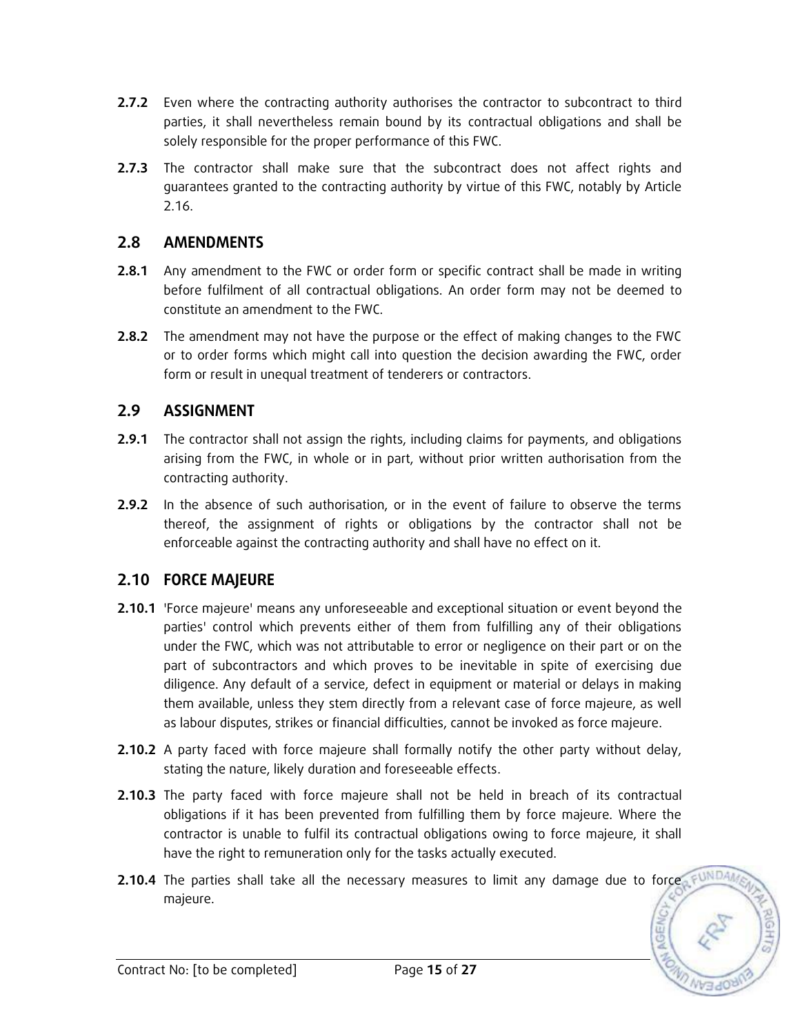**2.7.2** Even where the contracting authority authorises the contractor to subcontract to third parties, it shall nevertheless remain bound by its contractual obligations and shall be solely responsible for the proper performance of this FWC.

**2.7.3** The contractor shall make sure that the subcontract does not affect rights and guarantees granted to the contracting authority by virtue of this FWC, notably by Article 2.16.

## 2.8 AMENDMENTS

**2.8.1** Any amendment to the FWC or order form or specific contract shall be made in writing before fulfilment of all contractual obligations. An order form may not be deemed to constitute an amendment to the FWC.

**2.8.2** The amendment may not have the purpose or the effect of making changes to the FWC or to order forms which might call into question the decision awarding the FWC, order form or result in unequal treatment of tenderers or contractors.

## 2.9 ASSIGNMENT

**2.9.1** The contractor shall not assign the rights, including claims for payments, and obligations arising from the FWC, in whole or in part, without prior written authorisation from the contracting authority.

**2.9.2** In the absence of such authorisation, or in the event of failure to observe the terms thereof, the assignment of rights or obligations by the contractor shall not be enforceable against the contracting authority and shall have no effect on it.

## 2.10 FORCE MAJEURE

**2.10.1** 'Force majeure' means any unforeseeable and exceptional situation or event beyond the parties' control which prevents either of them from fulfilling any of their obligations under the FWC, which was not attributable to error or negligence on their part or on the part of subcontractors and which proves to be inevitable in spite of exercising due diligence. Any default of a service, defect in equipment or material or delays in making them available, unless they stem directly from a relevant case of force majeure, as well as labour disputes, strikes or financial difficulties, cannot be invoked as force majeure.

**2.10.2** A party faced with force majeure shall formally notify the other party without delay, stating the nature, likely duration and foreseeable effects.

**2.10.3** The party faced with force majeure shall not be held in breach of its contractual obligations if it has been prevented from fulfilling them by force majeure. Where the contractor is unable to fulfil its contractual obligations owing to force majeure, it shall have the right to remuneration only for the tasks actually executed.

**2.10.4** The parties shall take all the necessary measures to limit any damage due to force majeure.

Contract No: [to be completed]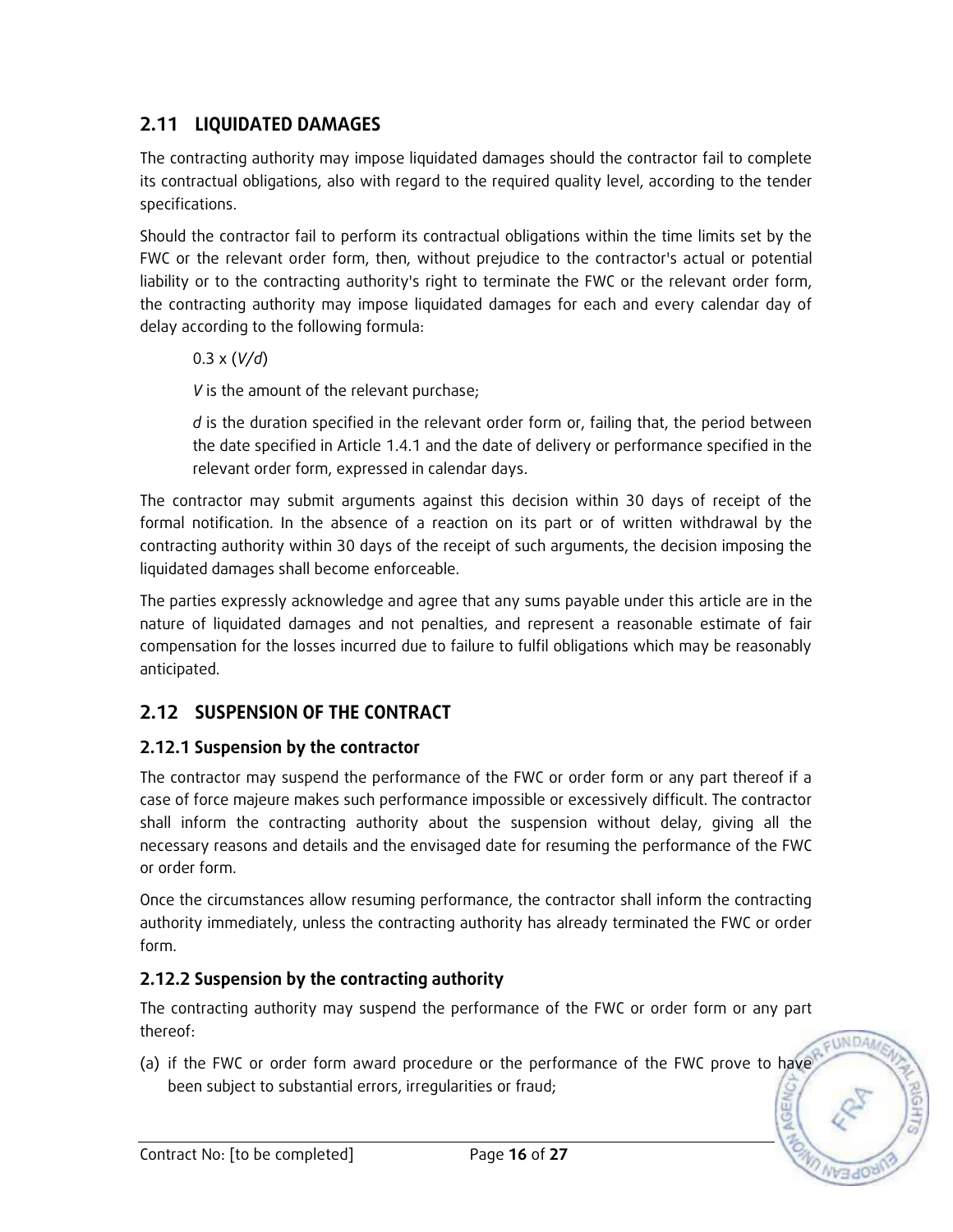## 2.11 LIQUIDATED DAMAGES

The contracting authority may impose liquidated damages should the contractor fail to complete its contractual obligations, also with regard to the required quality level, according to the tender specifications.

Should the contractor fail to perform its contractual obligations within the time limits set by the FWC or the relevant order form, then, without prejudice to the contractor's actual or potential liability or to the contracting authority's right to terminate the FWC or the relevant order form, the contracting authority may impose liquidated damages for each and every calendar day of delay according to the following formula:

$0.3 \times (V/d)$

$V$ is the amount of the relevant purchase;

$d$ is the duration specified in the relevant order form or, failing that, the period between the date specified in Article 1.4.1 and the date of delivery or performance specified in the relevant order form, expressed in calendar days.

The contractor may submit arguments against this decision within 30 days of receipt of the formal notification. In the absence of a reaction on its part or of written withdrawal by the contracting authority within 30 days of the receipt of such arguments, the decision imposing the liquidated damages shall become enforceable.

The parties expressly acknowledge and agree that any sums payable under this article are in the nature of liquidated damages and not penalties, and represent a reasonable estimate of fair compensation for the losses incurred due to failure to fulfil obligations which may be reasonably anticipated.

## 2.12 SUSPENSION OF THE CONTRACT

### 2.12.1 Suspension by the contractor

The contractor may suspend the performance of the FWC or order form or any part thereof if a case of force majeure makes such performance impossible or excessively difficult. The contractor shall inform the contracting authority about the suspension without delay, giving all the necessary reasons and details and the envisaged date for resuming the performance of the FWC or order form.

Once the circumstances allow resuming performance, the contractor shall inform the contracting authority immediately, unless the contracting authority has already terminated the FWC or order form.

### 2.12.2 Suspension by the contracting authority

The contracting authority may suspend the performance of the FWC or order form or any part thereof:

(a) if the FWC or order form award procedure or the performance of the FWC prove to have been subject to substantial errors, irregularities or fraud;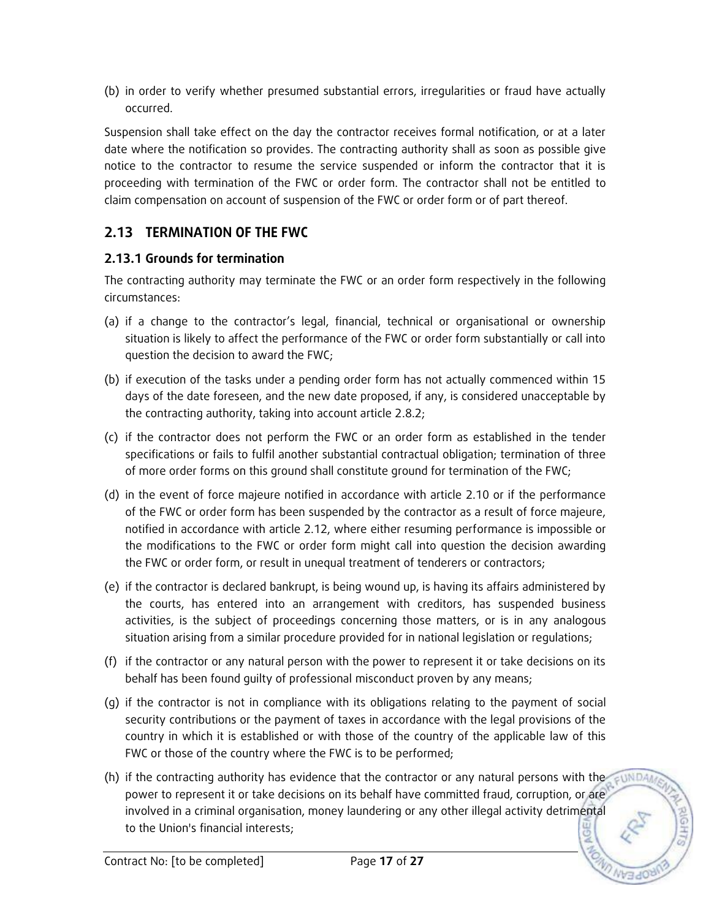(b) in order to verify whether presumed substantial errors, irregularities or fraud have actually occurred.

Suspension shall take effect on the day the contractor receives formal notification, or at a later date where the notification so provides. The contracting authority shall as soon as possible give notice to the contractor to resume the service suspended or inform the contractor that it is proceeding with termination of the FWC or order form. The contractor shall not be entitled to claim compensation on account of suspension of the FWC or order form or of part thereof.

## 2.13 TERMINATION OF THE FWC

### 2.13.1 Grounds for termination

The contracting authority may terminate the FWC or an order form respectively in the following circumstances:

(a) if a change to the contractor's legal, financial, technical or organisational or ownership situation is likely to affect the performance of the FWC or order form substantially or call into question the decision to award the FWC;

(b) if execution of the tasks under a pending order form has not actually commenced within 15 days of the date foreseen, and the new date proposed, if any, is considered unacceptable by the contracting authority, taking into account article 2.8.2;

(c) if the contractor does not perform the FWC or an order form as established in the tender specifications or fails to fulfil another substantial contractual obligation; termination of three of more order forms on this ground shall constitute ground for termination of the FWC;

(d) in the event of force majeure notified in accordance with article 2.10 or if the performance of the FWC or order form has been suspended by the contractor as a result of force majeure, notified in accordance with article 2.12, where either resuming performance is impossible or the modifications to the FWC or order form might call into question the decision awarding the FWC or order form, or result in unequal treatment of tenderers or contractors;

(e) if the contractor is declared bankrupt, is being wound up, is having its affairs administered by the courts, has entered into an arrangement with creditors, has suspended business activities, is the subject of proceedings concerning those matters, or is in any analogous situation arising from a similar procedure provided for in national legislation or regulations;

(f) if the contractor or any natural person with the power to represent it or take decisions on its behalf has been found guilty of professional misconduct proven by any means;

(g) if the contractor is not in compliance with its obligations relating to the payment of social security contributions or the payment of taxes in accordance with the legal provisions of the country in which it is established or with those of the country of the applicable law of this FWC or those of the country where the FWC is to be performed;

(h) if the contracting authority has evidence that the contractor or any natural persons with the power to represent it or take decisions on its behalf have committed fraud, corruption, or are involved in a criminal organisation, money laundering or any other illegal activity detrimental to the Union's financial interests;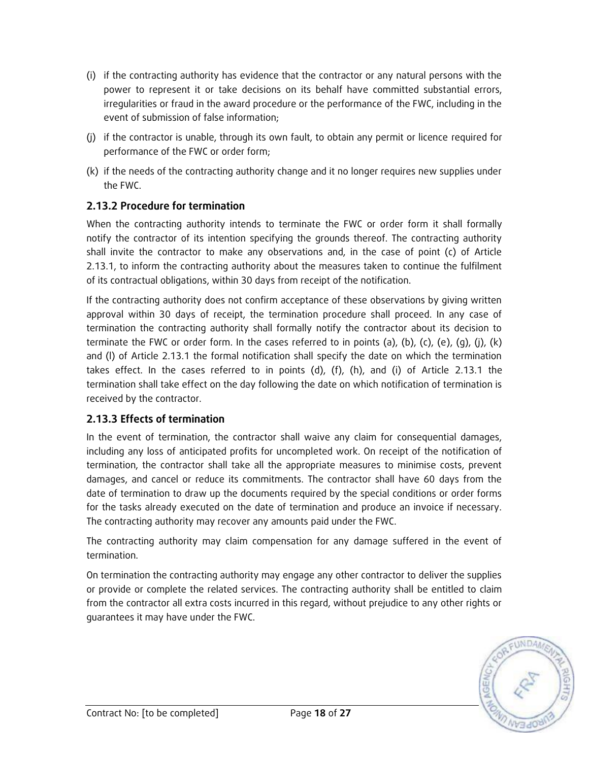(i) if the contracting authority has evidence that the contractor or any natural persons with the power to represent it or take decisions on its behalf have committed substantial errors, irregularities or fraud in the award procedure or the performance of the FWC, including in the event of submission of false information;

(j) if the contractor is unable, through its own fault, to obtain any permit or licence required for performance of the FWC or order form;

(k) if the needs of the contracting authority change and it no longer requires new supplies under the FWC.

### 2.13.2 Procedure for termination

When the contracting authority intends to terminate the FWC or order form it shall formally notify the contractor of its intention specifying the grounds thereof. The contracting authority shall invite the contractor to make any observations and, in the case of point (c) of Article 2.13.1, to inform the contracting authority about the measures taken to continue the fulfilment of its contractual obligations, within 30 days from receipt of the notification.

If the contracting authority does not confirm acceptance of these observations by giving written approval within 30 days of receipt, the termination procedure shall proceed. In any case of termination the contracting authority shall formally notify the contractor about its decision to terminate the FWC or order form. In the cases referred to in points (a), (b), (c), (e), (g), (j), (k) and (l) of Article 2.13.1 the formal notification shall specify the date on which the termination takes effect. In the cases referred to in points (d), (f), (h), and (i) of Article 2.13.1 the termination shall take effect on the day following the date on which notification of termination is received by the contractor.

### 2.13.3 Effects of termination

In the event of termination, the contractor shall waive any claim for consequential damages, including any loss of anticipated profits for uncompleted work. On receipt of the notification of termination, the contractor shall take all the appropriate measures to minimise costs, prevent damages, and cancel or reduce its commitments. The contractor shall have 60 days from the date of termination to draw up the documents required by the special conditions or order forms for the tasks already executed on the date of termination and produce an invoice if necessary. The contracting authority may recover any amounts paid under the FWC.

The contracting authority may claim compensation for any damage suffered in the event of termination.

On termination the contracting authority may engage any other contractor to deliver the supplies or provide or complete the related services. The contracting authority shall be entitled to claim from the contractor all extra costs incurred in this regard, without prejudice to any other rights or guarantees it may have under the FWC.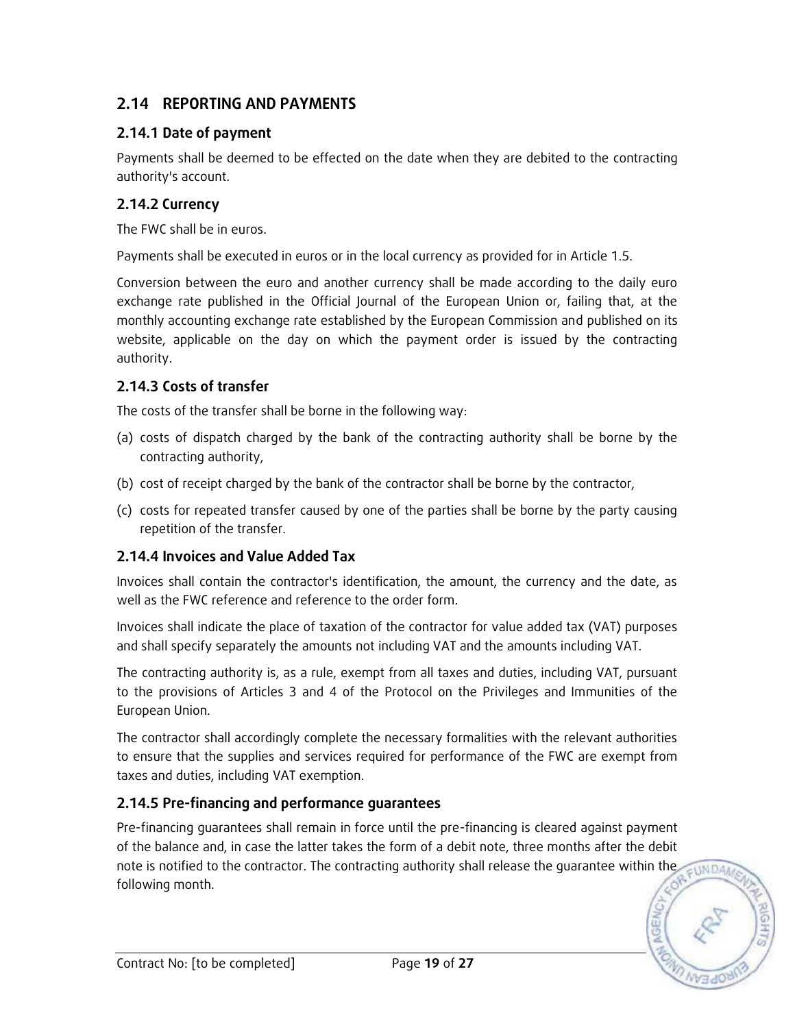## 2.14 REPORTING AND PAYMENTS

### 2.14.1 Date of payment

Payments shall be deemed to be effected on the date when they are debited to the contracting authority's account.

### 2.14.2 Currency

The FWC shall be in euros.

Payments shall be executed in euros or in the local currency as provided for in Article 1.5.

Conversion between the euro and another currency shall be made according to the daily euro exchange rate published in the Official Journal of the European Union or, failing that, at the monthly accounting exchange rate established by the European Commission and published on its website, applicable on the day on which the payment order is issued by the contracting authority.

### 2.14.3 Costs of transfer

The costs of the transfer shall be borne in the following way:

(a) costs of dispatch charged by the bank of the contracting authority shall be borne by the contracting authority,

(b) cost of receipt charged by the bank of the contractor shall be borne by the contractor,

(c) costs for repeated transfer caused by one of the parties shall be borne by the party causing repetition of the transfer.

### 2.14.4 Invoices and Value Added Tax

Invoices shall contain the contractor's identification, the amount, the currency and the date, as well as the FWC reference and reference to the order form.

Invoices shall indicate the place of taxation of the contractor for value added tax (VAT) purposes and shall specify separately the amounts not including VAT and the amounts including VAT.

The contracting authority is, as a rule, exempt from all taxes and duties, including VAT, pursuant to the provisions of Articles 3 and 4 of the Protocol on the Privileges and Immunities of the European Union.

The contractor shall accordingly complete the necessary formalities with the relevant authorities to ensure that the supplies and services required for performance of the FWC are exempt from taxes and duties, including VAT exemption.

### 2.14.5 Pre-financing and performance guarantees

Pre-financing guarantees shall remain in force until the pre-financing is cleared against payment of the balance and, in case the latter takes the form of a debit note, three months after the debit note is notified to the contractor. The contracting authority shall release the guarantee within the following month.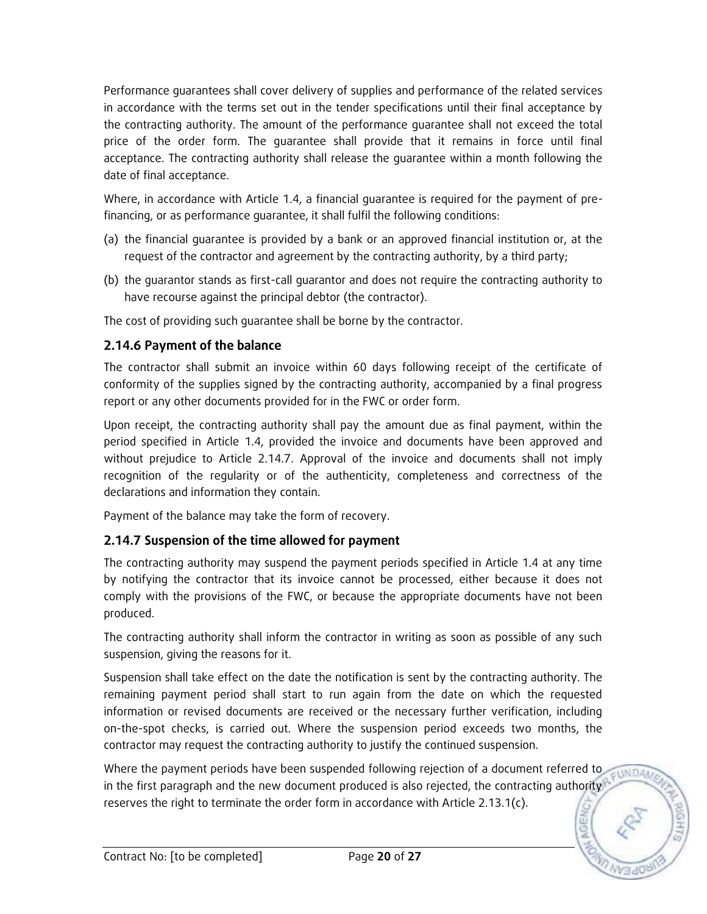Performance guarantees shall cover delivery of supplies and performance of the related services in accordance with the terms set out in the tender specifications until their final acceptance by the contracting authority. The amount of the performance guarantee shall not exceed the total price of the order form. The guarantee shall provide that it remains in force until final acceptance. The contracting authority shall release the guarantee within a month following the date of final acceptance.

Where, in accordance with Article 1.4, a financial guarantee is required for the payment of pre-financing, or as performance guarantee, it shall fulfil the following conditions:

(a) the financial guarantee is provided by a bank or an approved financial institution or, at the request of the contractor and agreement by the contracting authority, by a third party;

(b) the guarantor stands as first-call guarantor and does not require the contracting authority to have recourse against the principal debtor (the contractor).

The cost of providing such guarantee shall be borne by the contractor.

### 2.14.6 Payment of the balance

The contractor shall submit an invoice within 60 days following receipt of the certificate of conformity of the supplies signed by the contracting authority, accompanied by a final progress report or any other documents provided for in the FWC or order form.

Upon receipt, the contracting authority shall pay the amount due as final payment, within the period specified in Article 1.4, provided the invoice and documents have been approved and without prejudice to Article 2.14.7. Approval of the invoice and documents shall not imply recognition of the regularity or of the authenticity, completeness and correctness of the declarations and information they contain.

Payment of the balance may take the form of recovery.

### 2.14.7 Suspension of the time allowed for payment

The contracting authority may suspend the payment periods specified in Article 1.4 at any time by notifying the contractor that its invoice cannot be processed, either because it does not comply with the provisions of the FWC, or because the appropriate documents have not been produced.

The contracting authority shall inform the contractor in writing as soon as possible of any such suspension, giving the reasons for it.

Suspension shall take effect on the date the notification is sent by the contracting authority. The remaining payment period shall start to run again from the date on which the requested information or revised documents are received or the necessary further verification, including on-the-spot checks, is carried out. Where the suspension period exceeds two months, the contractor may request the contracting authority to justify the continued suspension.

Where the payment periods have been suspended following rejection of a document referred to in the first paragraph and the new document produced is also rejected, the contracting authority reserves the right to terminate the order form in accordance with Article 2.13.1(c).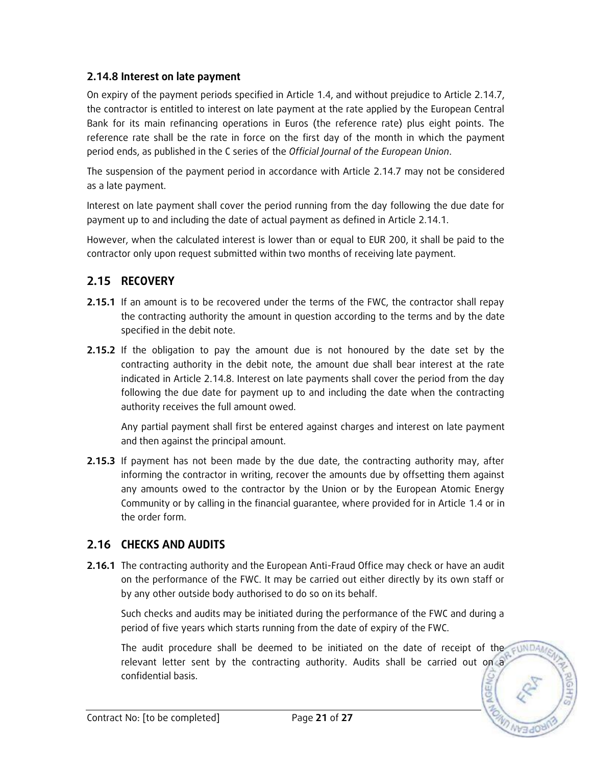### 2.14.8 Interest on late payment

On expiry of the payment periods specified in Article 1.4, and without prejudice to Article 2.14.7, the contractor is entitled to interest on late payment at the rate applied by the European Central Bank for its main refinancing operations in Euros (the reference rate) plus eight points. The reference rate shall be the rate in force on the first day of the month in which the payment period ends, as published in the C series of the *Official Journal of the European Union*.

The suspension of the payment period in accordance with Article 2.14.7 may not be considered as a late payment.

Interest on late payment shall cover the period running from the day following the due date for payment up to and including the date of actual payment as defined in Article 2.14.1.

However, when the calculated interest is lower than or equal to EUR 200, it shall be paid to the contractor only upon request submitted within two months of receiving late payment.

## 2.15 RECOVERY

**2.15.1** If an amount is to be recovered under the terms of the FWC, the contractor shall repay the contracting authority the amount in question according to the terms and by the date specified in the debit note.

**2.15.2** If the obligation to pay the amount due is not honoured by the date set by the contracting authority in the debit note, the amount due shall bear interest at the rate indicated in Article 2.14.8. Interest on late payments shall cover the period from the day following the due date for payment up to and including the date when the contracting authority receives the full amount owed.

Any partial payment shall first be entered against charges and interest on late payment and then against the principal amount.

**2.15.3** If payment has not been made by the due date, the contracting authority may, after informing the contractor in writing, recover the amounts due by offsetting them against any amounts owed to the contractor by the Union or by the European Atomic Energy Community or by calling in the financial guarantee, where provided for in Article 1.4 or in the order form.

## 2.16 CHECKS AND AUDITS

**2.16.1** The contracting authority and the European Anti-Fraud Office may check or have an audit on the performance of the FWC. It may be carried out either directly by its own staff or by any other outside body authorised to do so on its behalf.

Such checks and audits may be initiated during the performance of the FWC and during a period of five years which starts running from the date of expiry of the FWC.

The audit procedure shall be deemed to be initiated on the date of receipt of the relevant letter sent by the contracting authority. Audits shall be carried out on a confidential basis.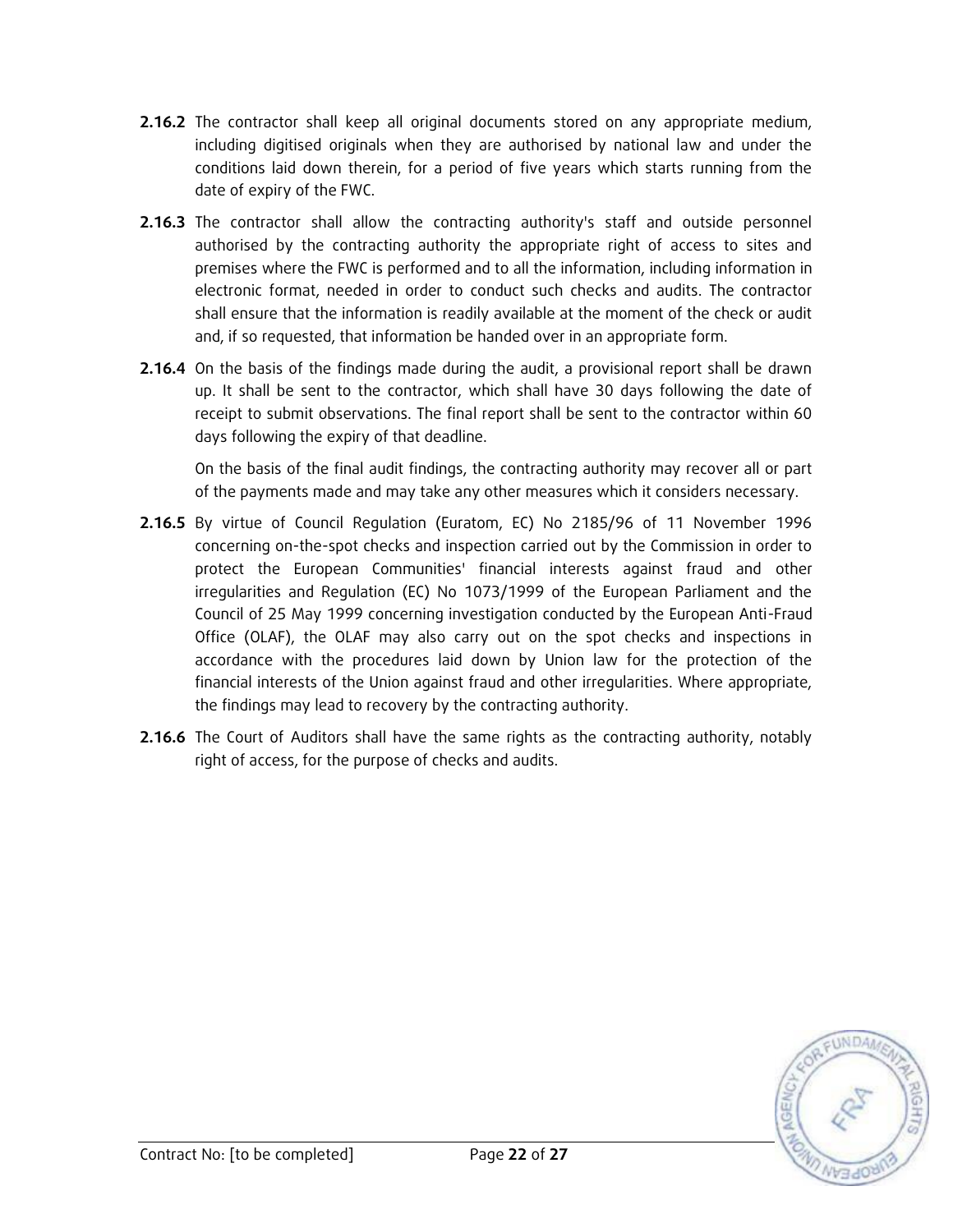**2.16.2** The contractor shall keep all original documents stored on any appropriate medium, including digitised originals when they are authorised by national law and under the conditions laid down therein, for a period of five years which starts running from the date of expiry of the FWC.

**2.16.3** The contractor shall allow the contracting authority's staff and outside personnel authorised by the contracting authority the appropriate right of access to sites and premises where the FWC is performed and to all the information, including information in electronic format, needed in order to conduct such checks and audits. The contractor shall ensure that the information is readily available at the moment of the check or audit and, if so requested, that information be handed over in an appropriate form.

**2.16.4** On the basis of the findings made during the audit, a provisional report shall be drawn up. It shall be sent to the contractor, which shall have 30 days following the date of receipt to submit observations. The final report shall be sent to the contractor within 60 days following the expiry of that deadline.

On the basis of the final audit findings, the contracting authority may recover all or part of the payments made and may take any other measures which it considers necessary.

**2.16.5** By virtue of Council Regulation (Euratom, EC) No 2185/96 of 11 November 1996 concerning on-the-spot checks and inspection carried out by the Commission in order to protect the European Communities' financial interests against fraud and other irregularities and Regulation (EC) No 1073/1999 of the European Parliament and the Council of 25 May 1999 concerning investigation conducted by the European Anti-Fraud Office (OLAF), the OLAF may also carry out on the spot checks and inspections in accordance with the procedures laid down by Union law for the protection of the financial interests of the Union against fraud and other irregularities. Where appropriate, the findings may lead to recovery by the contracting authority.

**2.16.6** The Court of Auditors shall have the same rights as the contracting authority, notably right of access, for the purpose of checks and audits.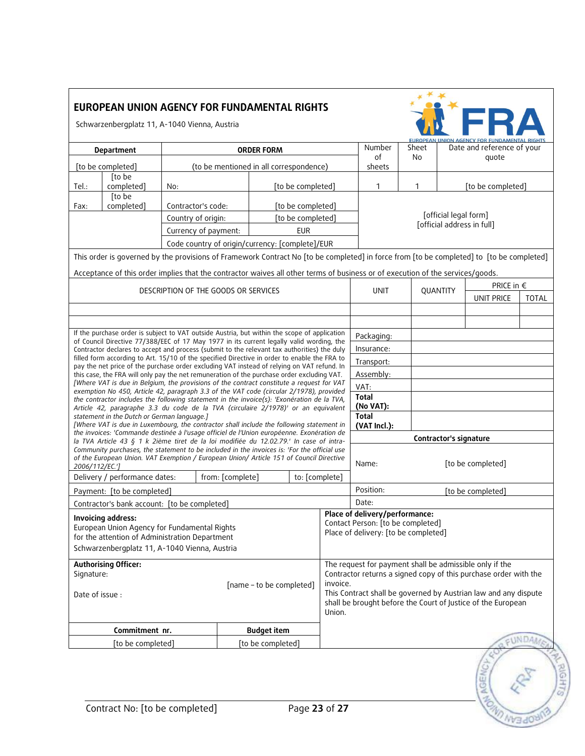## EUROPEAN UNION AGENCY FOR FUNDAMENTAL RIGHTS

Schwarzenbergplatz 11, A-1040 Vienna, Austria

| Department | ORDER FORM | | Number of sheets | Sheet No | Date and reference of your quote |
|---|---|---|---|---|---|
| [to be completed] | (to be mentioned in all correspondence) | | | | |
| Tel.: [to be completed] | No: | [to be completed] | 1 | 1 | [to be completed] |
| Fax: [to be completed] | Contractor's code: | [to be completed] | [official legal form] [official address in full] | | |
| | Country of origin: | [to be completed] | | | |
| | Currency of payment: | EUR | | | |
| | Code country of origin/currency: [complete]/EUR | | | | |

This order is governed by the provisions of Framework Contract No [to be completed] in force from [to be completed] to [to be completed]

Acceptance of this order implies that the contractor waives all other terms of business or of execution of the services/goods.

| DESCRIPTION OF THE GOODS OR SERVICES | UNIT | QUANTITY | PRICE in € UNIT PRICE | TOTAL |
|---|---|---|---|---|
| | | | | |
| | | | | |

If the purchase order is subject to VAT outside Austria, but within the scope of application of Council Directive 77/388/EEC of 17 May 1977 in its current legally valid wording, the Contractor declares to accept and process (submit to the relevant tax authorities) the duly filled form according to Art. 15/10 of the specified Directive in order to enable the FRA to pay the net price of the purchase order excluding VAT instead of relying on VAT refund. In this case, the FRA will only pay the net remuneration of the purchase order excluding VAT.

*[Where VAT is due in Belgium, the provisions of the contract constitute a request for VAT exemption No 450, Article 42, paragraph 3.3 of the VAT code (circular 2/1978), provided the contractor includes the following statement in the invoice(s): 'Exonération de la TVA, Article 42, paragraphe 3.3 du code de la TVA (circulaire 2/1978)' or an equivalent statement in the Dutch or German language.]*

*[Where VAT is due in Luxembourg, the contractor shall include the following statement in the invoices: 'Commande destinée à l'usage officiel de l'Union européenne. Exonération de la TVA Article 43 § 1 k 2ième tiret de la loi modifiée du 12.02.79.' In case of intra-Community purchases, the statement to be included in the invoices is: 'For the official use of the European Union. VAT Exemption / European Union/ Article 151 of Council Directive 2006/112/EC.']*

| | |
|---|---|
| Packaging: | |
| Insurance: | |
| Transport: | |
| Assembly: | |
| VAT: | |
| **Total (No VAT):** | |
| **Total (VAT Incl.):** | |

**Contractor's signature**

Name: [to be completed]

Position: [to be completed]

Date:

Delivery / performance dates: from: [complete] to: [complete]

Payment: [to be completed]

Contractor's bank account: [to be completed]

**Invoicing address:**
European Union Agency for Fundamental Rights
for the attention of Administration Department
Schwarzenbergplatz 11, A-1040 Vienna, Austria

**Place of delivery/performance:**
Contact Person: [to be completed]
Place of delivery: [to be completed]

**Authorising Officer:**
Signature: [name – to be completed]

Date of issue :

The request for payment shall be admissible only if the Contractor returns a signed copy of this purchase order with the invoice.
This Contract shall be governed by Austrian law and any dispute shall be brought before the Court of Justice of the European Union.

| Commitment nr. | Budget item |
|---|---|
| [to be completed] | [to be completed] |

Contract No: [to be completed]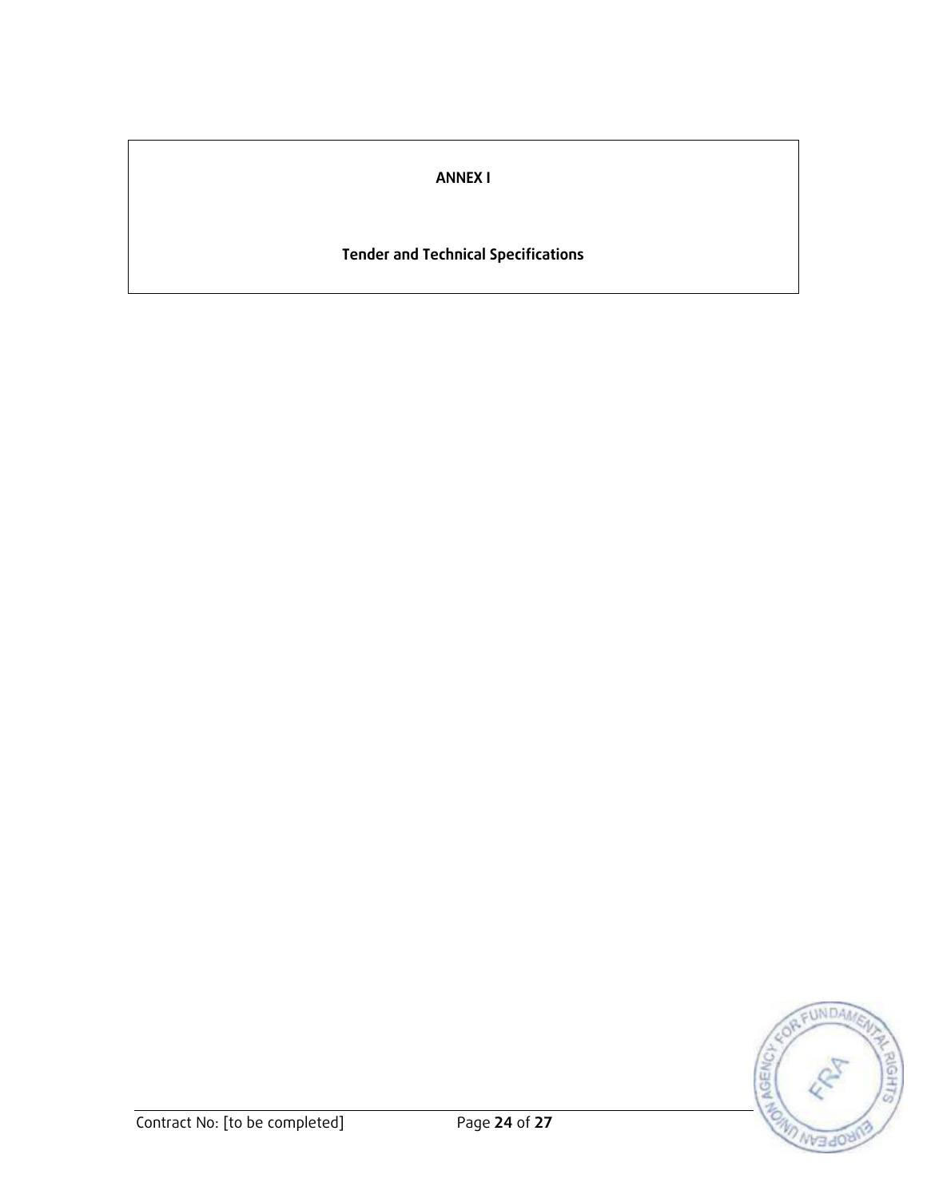**ANNEX I**

**Tender and Technical Specifications**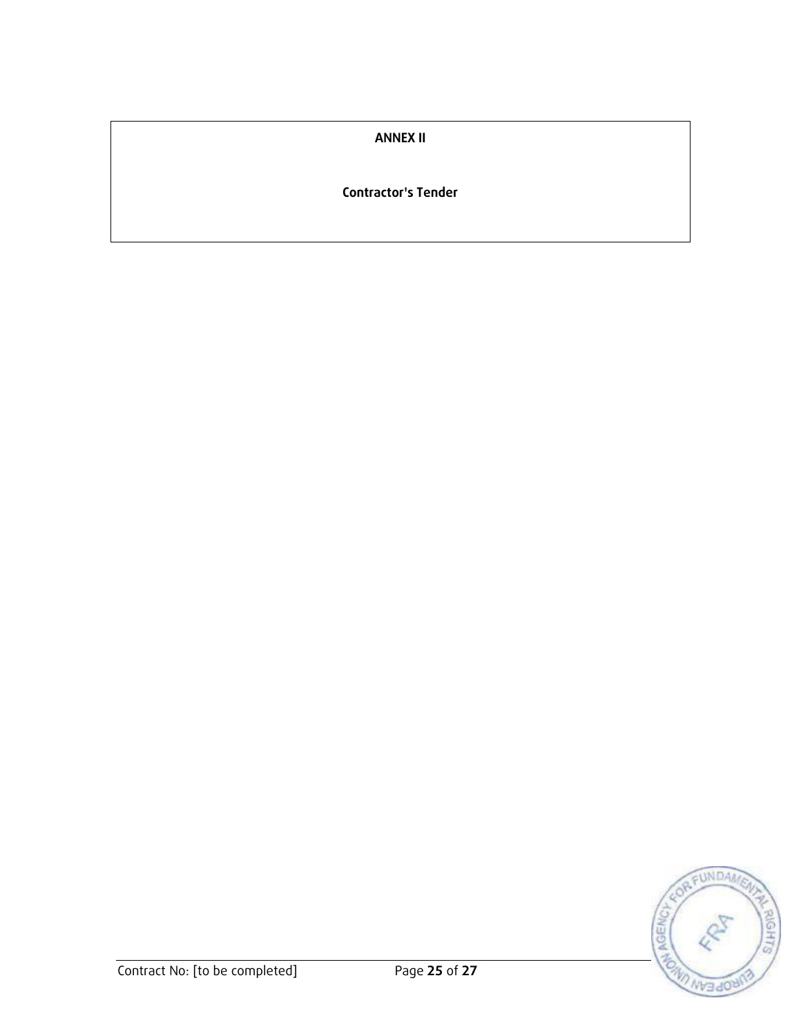**ANNEX II**

**Contractor's Tender**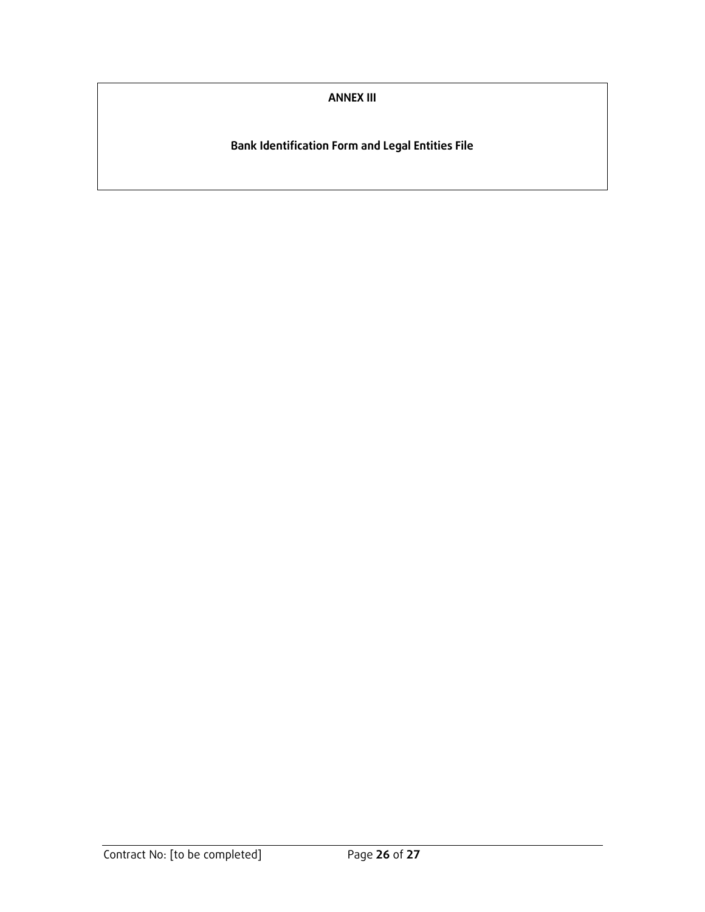**ANNEX III**

**Bank Identification Form and Legal Entities File**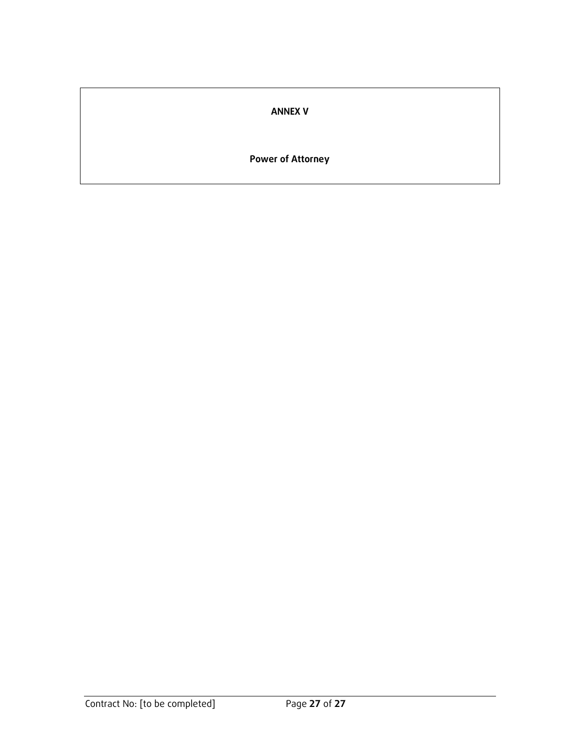**ANNEX V**

**Power of Attorney**